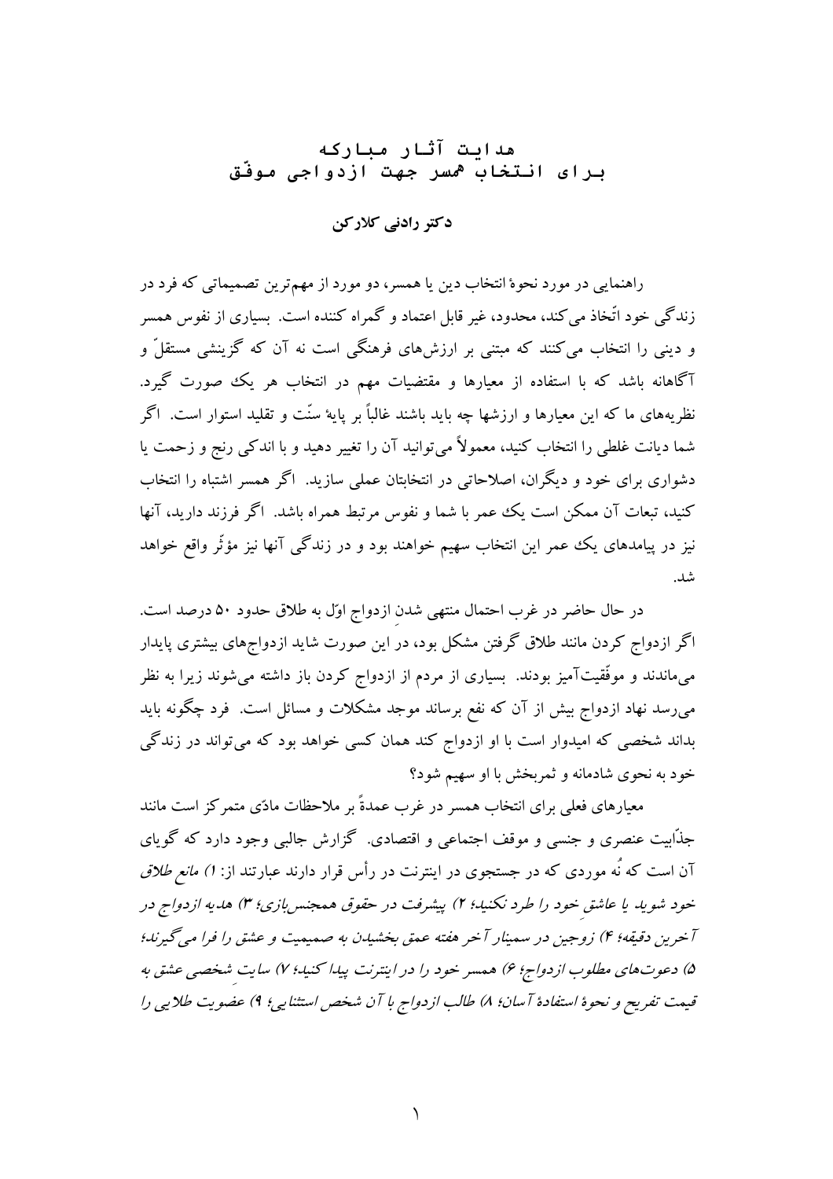# هدایت آثار مبارکه برای انتخاب همسر جهت ازدواجی موفّق

**دکتر رادنی کلارکن**

راهنمایی در مورد نحوهٔ انتخاب دین یا همسر، دو مورد از مهم‌ترین تصمیماتی که فرد در زندگی خود اتّخاذ می‌کند، محدود، غیر قابل اعتماد و گمراه کننده است. بسیاری از نفوس همسر و دینی را انتخاب می‌کنند که مبتنی بر ارزش‌های فرهنگی است نه آن که گزینشی مستقلّ و آگاهانه باشد که با استفاده از معیارها و مقتضیات مهم در انتخاب هر یک صورت گیرد. نظریه‌های ما که این معیارها و ارزشها چه باید باشند غالباً بر پایهٔ سنّت و تقلید استوار است. اگر شما دیانت غلطی را انتخاب کنید، معمولاً می‌توانید آن را تغییر دهید و با اندکی رنج و زحمت یا دشواری برای خود و دیگران، اصلاحاتی در انتخابتان عملی سازید. اگر همسر اشتباه را انتخاب کنید، تبعات آن ممکن است یک عمر با شما و نفوس مرتبط همراه باشد. اگر فرزند دارید، آنها نیز در پیامدهای یک عمر این انتخاب سهیم خواهند بود و در زندگی آنها نیز مؤثّر واقع خواهد شد.

در حال حاضر در غرب احتمال منتهی شدنِ ازدواج اوّل به طلاق حدود ۵۰ درصد است. اگر ازدواج کردن مانند طلاق گرفتن مشکل بود، در این صورت شاید ازدواج‌های بیشتری پایدار می‌ماندند و موفّقیت‌آمیز بودند. بسیاری از مردم از ازدواج کردن باز داشته می‌شوند زیرا به نظر می‌رسد نهاد ازدواج بیش از آن که نفع برساند موجد مشکلات و مسائل است. فرد چگونه باید بداند شخصی که امیدوار است با او ازدواج کند همان کسی خواهد بود که می‌تواند در زندگی خود به نحوی شادمانه و ثمربخش با او سهیم شود؟

معیارهای فعلی برای انتخاب همسر در غرب عمدةً بر ملاحظات مادّی متمرکز است مانند جذّابیت عنصری و جنسی و موقف اجتماعی و اقتصادی. گزارش جالبی وجود دارد که گویای آن است که نُه موردی که در جستجوی در اینترنت در رأس قرار دارند عبارتند از: *۱) مانع طلاق خود شوید یا عاشقِ خود را طرد نکنید؛ ۲) پیشرفت در حقوق همجنس‌بازی؛ ۳) هدیه ازدواج در آخرین دقیقه؛ ۴) زوجین در سمینار آخر هفته عمق بخشیدن به صمیمیت و عشق را فرا می‌گیرند؛ ۵) دعوت‌های مطلوب ازدواج؛ ۶) همسر خود را در اینترنت پیدا کنید؛ ۷) سایت شخصی عشق به قیمت تفریح و نحوهٔ استفادهٔ آسان؛ ۸) طالب ازدواج با آن شخص استثنایی؛ ۹) عضویت طلایی را*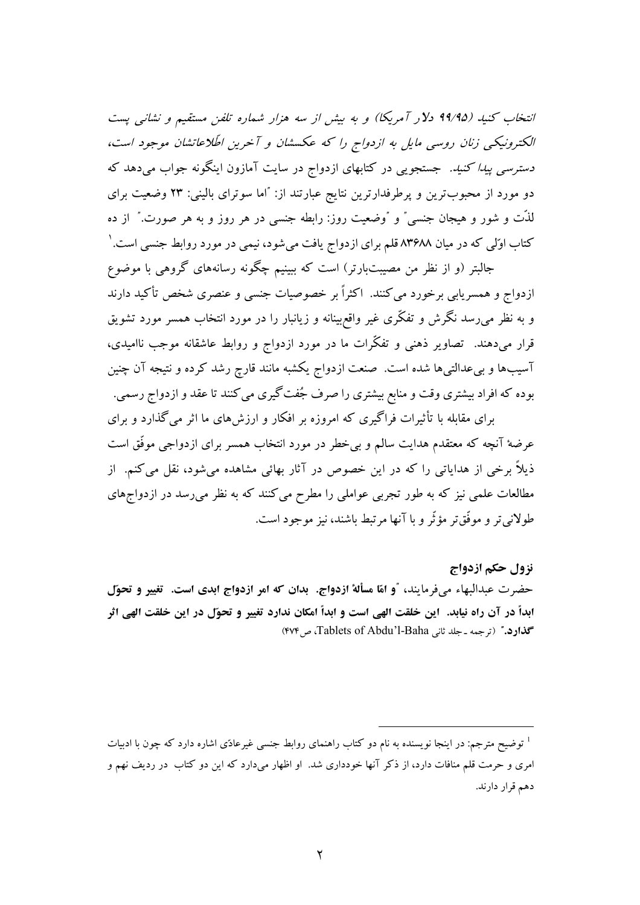*انتخاب کنید (۹۹/۹۵ دلار آمریکا) و به بیش از سه هزار شماره تلفن مستقیم و نشانی پست الکترونیکی زنان روسی مایل به ازدواج را که عکسشان و آخرین اطّلاعاتشان موجود است، دسترسی پیدا کنید.* جستجویی در کتابهای ازدواج در سایت آمازون اینگونه جواب می‌دهد که دو مورد از محبوب‌ترین و پرطرفدارترین نتایج عبارتند از: "اما سوترای بالینی: ۲۳ وضعیت برای لذّت و شور و هیجان جنسی" و "وضعیت روز: رابطه جنسی در هر روز و به هر صورت." از ده کتاب اوّلی که در میان ۸۳۶۸۸ قلم برای ازدواج یافت می‌شود، نیمی در مورد روابط جنسی است.[1]

جالبتر (و از نظر من مصیبت‌بارتر) است که ببینیم چگونه رسانه‌های گروهی با موضوع ازدواج و همسریابی برخورد می‌کنند. اکثراً بر خصوصیات جنسی و عنصری شخص تأکید دارند و به نظر می‌رسد نگرش و تفکّری غیر واقع‌بینانه و زیانبار را در مورد انتخاب همسر مورد تشویق قرار می‌دهند. تصاویر ذهنی و تفکّرات ما در مورد ازدواج و روابط عاشقانه موجب ناامیدی، آسیب‌ها و بی‌عدالتی‌ها شده است. صنعت ازدواج یکشبه مانند قارچ رشد کرده و نتیجه آن چنین بوده که افراد بیشتری وقت و منابع بیشتری را صرف جُفت‌گیری می‌کنند تا عقد و ازدواج رسمی.

برای مقابله با تأثیرات فراگیری که امروزه بر افکار و ارزش‌های ما اثر می‌گذارد و برای عرضهٔ آنچه که معتقدم هدایت سالم و بی‌خطر در مورد انتخاب همسر برای ازدواجی موفّق است ذیلاً برخی از هدایاتی را که در این خصوص در آثار بهائی مشاهده می‌شود، نقل می‌کنم. از مطالعات علمی نیز که به طور تجربی عواملی را مطرح می‌کنند که به نظر می‌رسد در ازدواج‌های طولانی‌تر و موفّق‌تر مؤثّر و با آنها مرتبط باشند، نیز موجود است.

## نزول حکم ازدواج

حضرت عبدالبهاء می‌فرمایند، "**و امّا مسألهٔ ازدواج. بدان که امر ازدواج ابدی است. تغییر و تحوّل ابداً در آن راه نیابد. این خلقت الهی است و ابداً امکان ندارد تغییر و تحوّل در این خلقت الهی اثر گذارد.**" (ترجمه ـ جلد ثانی Tablets of Abdu'l-Baha، ص۴۷۴)

---

[1] توضیح مترجم: در اینجا نویسنده به نام دو کتاب راهنمای روابط جنسی غیرعادّی اشاره دارد که چون با ادبیات امری و حرمت قلم منافات دارد، از ذکر آنها خودداری شد. او اظهار می‌دارد که این دو کتاب در ردیف نهم و دهم قرار دارند.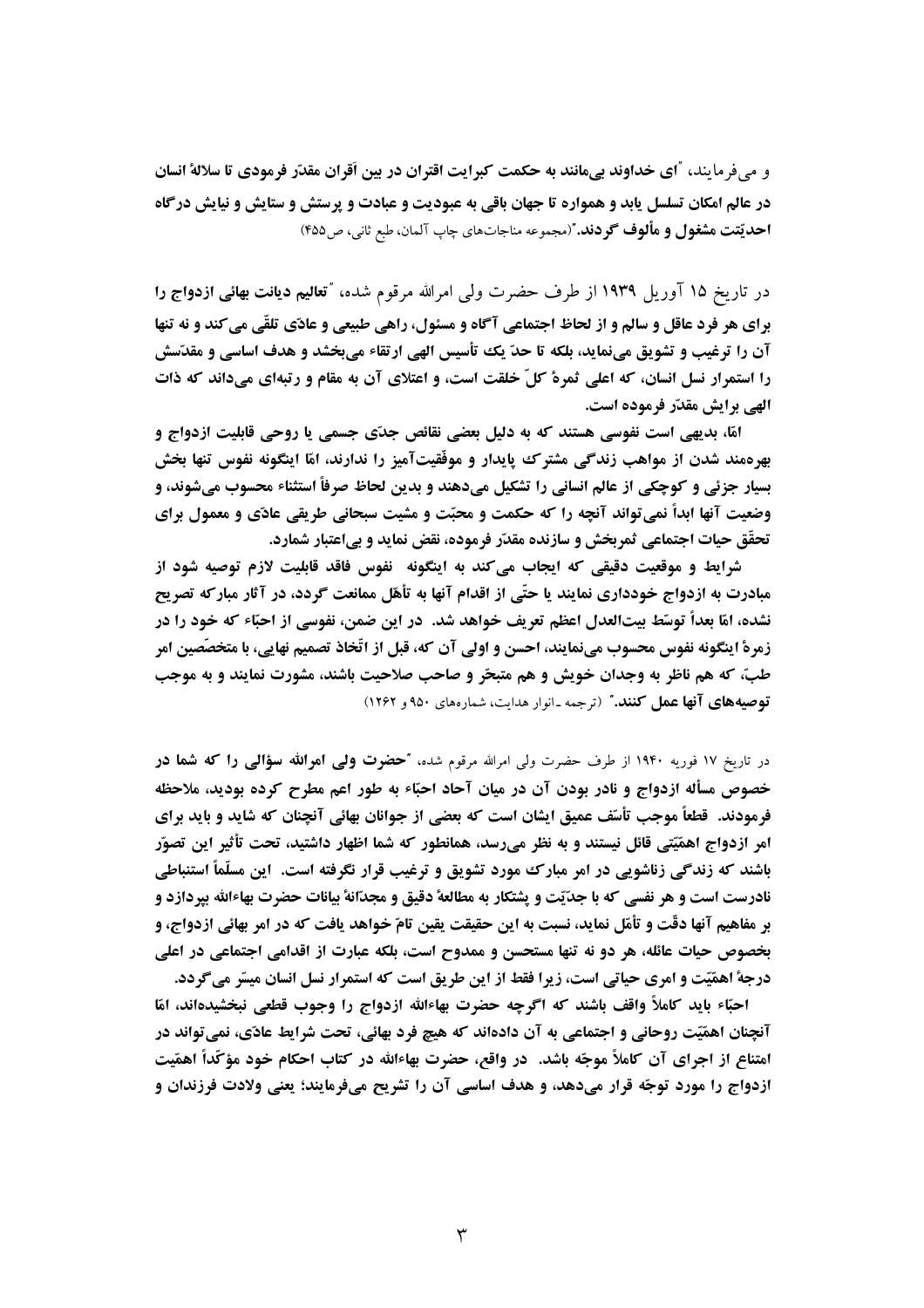و می‌فرمایند، "**ای خداوند بی‌مانند به حکمت کبرایت اقتران در بین اَقران مقدّر فرمودی تا سلالهٔ انسان در عالم امکان تسلسل یابد و همواره تا جهان باقی به عبودیت و عبادت و پرستش و ستایش و نیایش درگاه احدیّتت مشغول و مألوف گردند.**"(مجموعه مناجات‌های چاپ آلمان، طبع ثانی، ص۴۵۵)

در تاریخ ۱۵ آوریل ۱۹۳۹ از طرف حضرت ولی امرالله مرقوم شده، "**تعالیم دیانت بهائی ازدواج را برای هر فرد عاقل و سالم و از لحاظ اجتماعی آگاه و مسئول، راهی طبیعی و عادّی تلقّی می‌کند و نه تنها آن را ترغیب و تشویق می‌نماید، بلکه تا حدّ یک تأسیس الهی ارتقاء می‌بخشد و هدف اساسی و مقدّسش را استمرار نسل انسان، که اعلی ثمرهٔ کلّ خلقت است، و اعتلای آن به مقام و رتبه‌ای می‌داند که ذات الهی برایش مقدّر فرموده است.**

**امّا، بدیهی است نفوسی هستند که به دلیل بعضی نقائص جدّی جسمی یا روحی قابلیت ازدواج و بهره‌مند شدن از مواهب زندگی مشترک پایدار و موفّقیت‌آمیز را ندارند، امّا اینگونه نفوس تنها بخش بسیار جزئی و کوچکی از عالم انسانی را تشکیل می‌دهند و بدین لحاظ صرفاً استثناء محسوب می‌شوند، و وضعیت آنها ابداً نمی‌تواند آنچه را که حکمت و محبّت و مشیت سبحانی طریقی عادّی و معمول برای تحقّق حیات اجتماعی ثمربخش و سازنده مقدّر فرموده، نقض نماید و بی‌اعتبار شمارد.**

**شرایط و موقعیت دقیقی که ایجاب می‌کند به اینگونه نفوس فاقد قابلیت لازم توصیه شود از مبادرت به ازدواج خودداری نمایند یا حتّی از اقدام آنها به تأهّل ممانعت گردد، در آثار مبارکه تصریح نشده، امّا بعداً توسّط بیت‌العدل اعظم تعریف خواهد شد. در این ضمن، نفوسی از احبّاء که خود را در زمرهٔ اینگونه نفوس محسوب می‌نمایند، احسن و اولی آن که، قبل از اتّخاذ تصمیم نهایی، با متخصّصین امر طبّ، که هم ناظر به وجدان خویش و هم متبحّر و صاحب صلاحیت باشند، مشورت نمایند و به موجب توصیه‌های آنها عمل کنند.**" (ترجمه ـ انوار هدایت، شماره‌های ۹۵۰ و ۱۲۶۲)

در تاریخ ۱۷ فوریه ۱۹۴۰ از طرف حضرت ولی امرالله مرقوم شده، "**حضرت ولی امرالله سؤالی را که شما در خصوص مسأله ازدواج و نادر بودن آن در میان آحاد احبّاء به طور اعم مطرح کرده بودید، ملاحظه فرمودند. قطعاً موجب تأسّف عمیق ایشان است که بعضی از جوانان بهائی آنچنان که شاید و باید برای امر ازدواج اهمّیّتی قائل نیستند و به نظر می‌رسد، همانطور که شما اظهار داشتید، تحت تأثیر این تصوّر باشند که زندگی زناشویی در امر مبارک مورد تشویق و ترغیب قرار نگرفته است. این مسلّماً استنباطی نادرست است و هر نفسی که با جدّیّت و پشتکار به مطالعهٔ دقیق و مجدّانهٔ بیانات حضرت بهاءالله بپردازد و بر مفاهیم آنها دقّت و تأمّل نماید، نسبت به این حقیقت یقین تامّ خواهد یافت که در امر بهائی ازدواج، و بخصوص حیات عائله، هر دو نه تنها مستحسن و ممدوح است، بلکه عبارت از اقدامی اجتماعی در اعلی درجهٔ اهمّیّت و امری حیاتی است، زیرا فقط از این طریق است که استمرار نسل انسان میسّر می‌گردد.**

**احبّاء باید کاملاً واقف باشند که اگرچه حضرت بهاءالله ازدواج را وجوب قطعی نبخشیده‌اند، امّا آنچنان اهمّیّت روحانی و اجتماعی به آن داده‌اند که هیچ فرد بهائی، تحت شرایط عادّی، نمی‌تواند در امتناع از اجرای آن کاملاً موجّه باشد. در واقع، حضرت بهاءالله در کتاب احکام خود مؤکّداً اهمّیت ازدواج را مورد توجّه قرار می‌دهد، و هدف اساسی آن را تشریح می‌فرمایند؛ یعنی ولادت فرزندان و**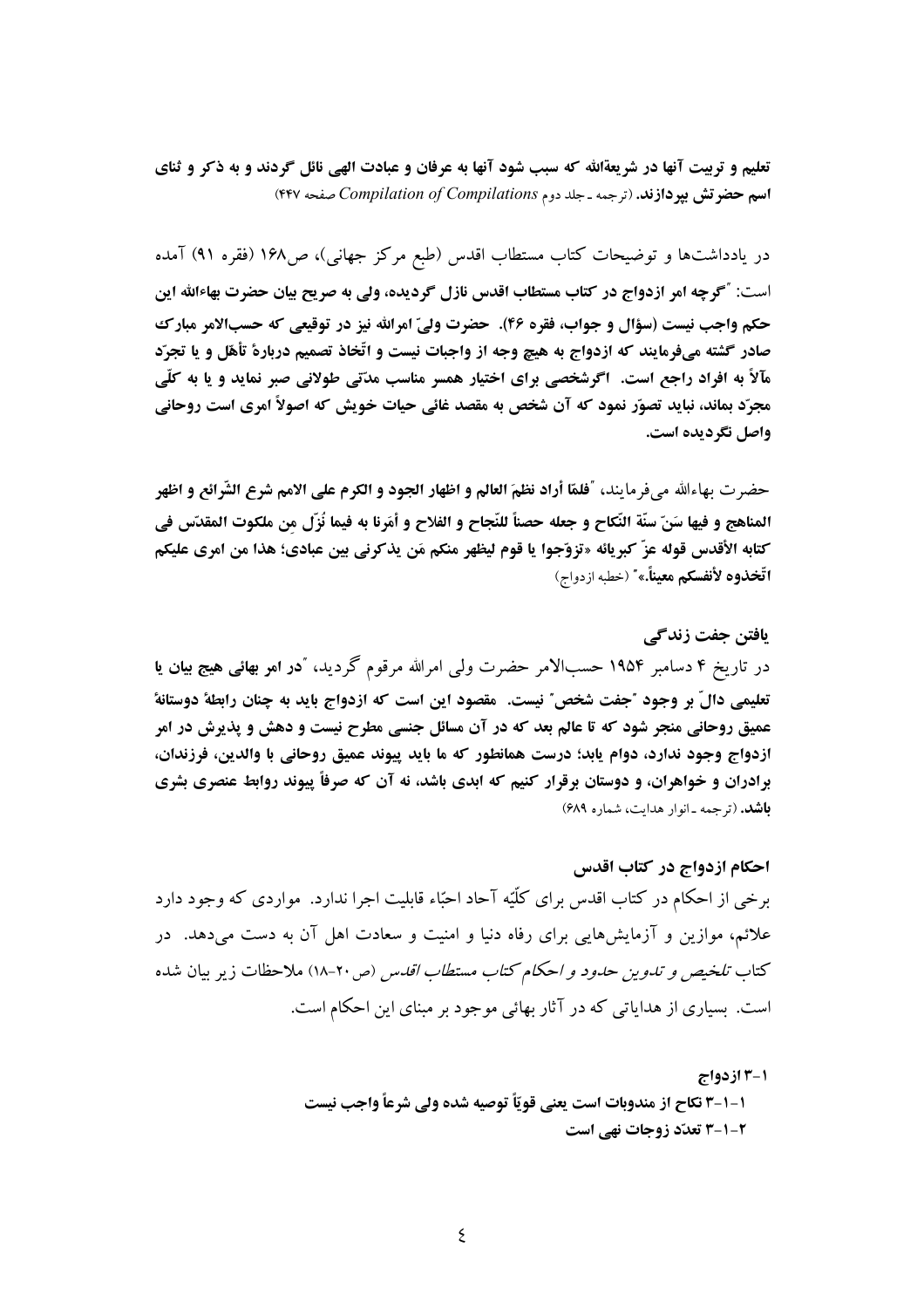**تعلیم و تربیت آنها در شریعةالله که سبب شود آنها به عرفان و عبادت الهی نائل گردند و به ذکر و ثنای اسم حضرتش بپردازند.** (ترجمه ـ جلد دوم *Compilation of Compilations* صفحه ۴۴۷)

در یادداشت‌ها و توضیحات کتاب مستطاب اقدس (طبع مرکز جهانی)، ص۱۶۸ (فقره ۹۱) آمده است: "**گرچه امر ازدواج در کتاب مستطاب اقدس نازل گردیده، ولی به صریح بیان حضرت بهاءالله این حکم واجب نیست (سؤال و جواب، فقره ۴۶). حضرت ولیّ امرالله نیز در توقیعی که حسب‌الامر مبارک صادر گشته می‌فرمایند که ازدواج به هیچ وجه از واجبات نیست و اتّخاذ تصمیم دربارهٔ تأهّل و یا تجرّد مآلاً به افراد راجع است. اگرشخصی برای اختیار همسر مناسب مدّتی طولانی صبر نماید و یا به کلّی مجرّد بماند، نباید تصوّر نمود که آن شخص به مقصد غائی حیات خویش که اصولاً امری است روحانی واصل نگردیده است.**

حضرت بهاءالله می‌فرمایند، "**فلمّا أراد نظمَ العالم و اظهار الجود و الکرم علی الامم شرع الشّرائع و اظهر المناهج و فیها سَنّ سنّة النّکاح و جعله حصناً للنّجاح و الفلاح و أمَرنا به فیما نُزّل مِن ملکوت المقدّس فی کتابه الأقدس قوله عزّ کبریائه «تزوّجوا یا قوم لیظهر منکم مَن یذکرنی بین عبادی؛ هذا من امری علیکم اتّخذوه لأنفسکم معیناً.»**" (خطبه ازدواج)

### یافتن جفت زندگی

در تاریخ ۴ دسامبر ۱۹۵۴ حسب‌الامر حضرت ولی امرالله مرقوم گردید، "**در امر بهائی هیچ بیان یا تعلیمی دالّ بر وجود "جفت شخص" نیست. مقصود این است که ازدواج باید به چنان رابطهٔ دوستانهٔ عمیق روحانی منجر شود که تا عالم بعد که در آن مسائل جنسی مطرح نیست و دهش و پذیرش در امر ازدواج وجود ندارد، دوام یابد؛ درست همانطور که ما باید پیوند عمیق روحانی با والدین، فرزندان، برادران و خواهران، و دوستان برقرار کنیم که ابدی باشد، نه آن که صرفاً پیوند روابط عنصری بشری باشد.**" (ترجمه ـ انوار هدایت، شماره ۶۸۹)

### احکام ازدواج در کتاب اقدس

برخی از احکام در کتاب اقدس برای کلّیه آحاد احبّاء قابلیت اجرا ندارد. مواردی که وجود دارد علائم، موازین و آزمایش‌هایی برای رفاه دنیا و امنیت و سعادت اهل آن به دست می‌دهد. در کتاب *تلخیص و تدوین حدود و احکام کتاب مستطاب اقدس* (ص۲۰-۱۸) ملاحظات زیر بیان شده است. بسیاری از هدایاتی که در آثار بهائی موجود بر مبنای این احکام است.

**۳-۱ ازدواج**

**۳-۱-۱ نکاح از مندوبات است یعنی قویّاً توصیه شده ولی شرعاً واجب نیست**

**۳-۱-۲ تعدّد زوجات نهی است**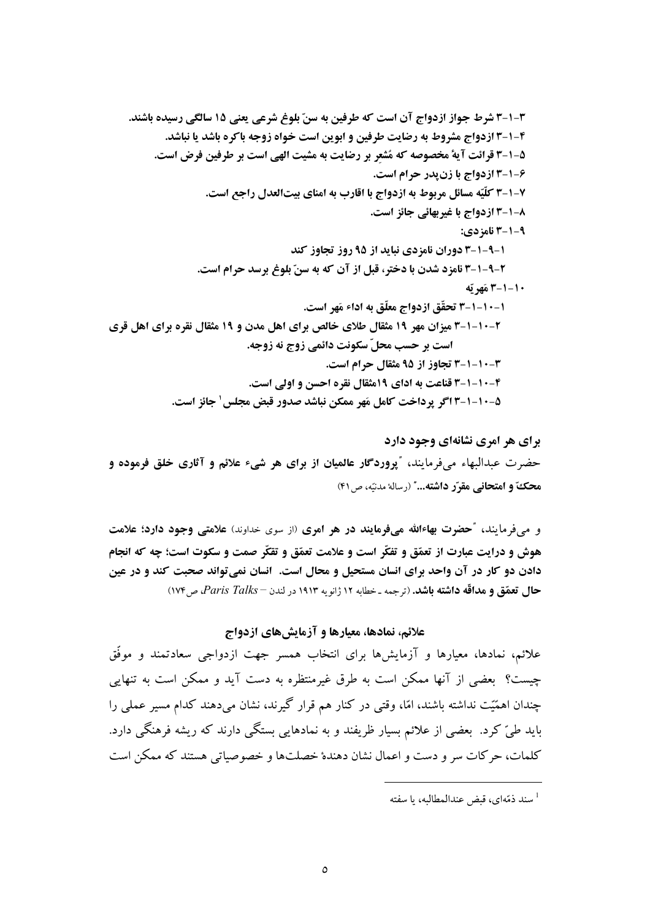**۳-۱-۳ شرط جواز ازدواج آن است که طرفین به سنّ بلوغ شرعی یعنی ۱۵ سالگی رسیده باشند.**

**۴-۱-۳ ازدواج مشروط به رضایت طرفین و ابوین است خواه زوجه باکره باشد یا نباشد.**

**۵-۱-۳ قرائت آیهٔ مخصوصه که مُشعِر بر رضایت به مشیت الهی است بر طرفین فرض است.**

**۶-۱-۳ ازدواج با زن‌پدر حرام است.**

**۷-۱-۳ کلّیّه مسائل مربوط به ازدواج با اقارب به امنای بیت‌العدل راجع است.**

**۸-۱-۳ ازدواج با غیربهائی جائز است.**

**۹-۱-۳ نامزدی:**

**۱-۹-۱-۳ دوران نامزدی نباید از ۹۵ روز تجاوز کند**

**۲-۹-۱-۳ نامزد شدن با دختر، قبل از آن که به سنّ بلوغ برسد حرام است.**

**۱۰-۱-۳ مَهریّه**

**۱-۱۰-۱-۳ تحقّق ازدواج معلّق به اداء مَهر است.**

**۲-۱۰-۱-۳ میزان مهر ۱۹ مثقال طلای خالص برای اهل مدن و ۱۹ مثقال نقره برای اهل قری است بر حسب محلّ سکونت دائمی زوج نه زوجه.**

**۳-۱۰-۱-۳ تجاوز از ۹۵ مثقال حرام است.**

**۴-۱۰-۱-۳ قناعت به ادای ۱۹مثقال نقره احسن و اولی است.**

**۵-۱۰-۱-۳ اگر پرداخت کامل مَهر ممکن نباشد صدور قبض مجلس[1] جائز است.**

## برای هر امری نشانه‌ای وجود دارد

حضرت عبدالبهاء می‌فرمایند، "**پروردگار عالمیان از برای هر شیء علائم و آثاری خلق فرموده و محکّ و امتحانی مقرّر داشته...**" (رسالهٔ مدنیّه، ص ۴۱)

و می‌فرمایند، "**حضرت بهاءالله می‌فرمایند در هر امری** (از سوی خداوند) **علامتی وجود دارد؛ علامت هوش و درایت عبارت از تعمّق و تفکّر است و علامت تعمّق و تفکّر صمت و سکوت است؛ چه که انجام دادن دو کار در آن واحد برای انسان مستحیل و محال است. انسان نمی‌تواند صحبت کند و در عین حال تعمّق و مداقّه داشته باشد.** (ترجمه ـ خطابه ۱۲ ژانویه ۱۹۱۳ در لندن – *Paris Talks*، ص۱۷۴)

## علائم، نمادها، معیارها و آزمایش‌های ازدواج

علائم، نمادها، معیارها و آزمایش‌ها برای انتخاب همسر جهت ازدواجی سعادتمند و موفّق چیست؟ بعضی از آنها ممکن است به طرق غیرمنتظره به دست آید و ممکن است به تنهایی چندان اهمّیّت نداشته باشند، امّا، وقتی در کنار هم قرار گیرند، نشان می‌دهند کدام مسیر عملی را باید طیّ کرد. بعضی از علائم بسیار ظریفند و به نمادهایی بستگی دارند که ریشه فرهنگی دارد. کلمات، حرکات سر و دست و اعمال نشان دهندهٔ خصلت‌ها و خصوصیاتی هستند که ممکن است

---

[1] سند ذمّه‌ای، قبض عندالمطالبه، یا سفته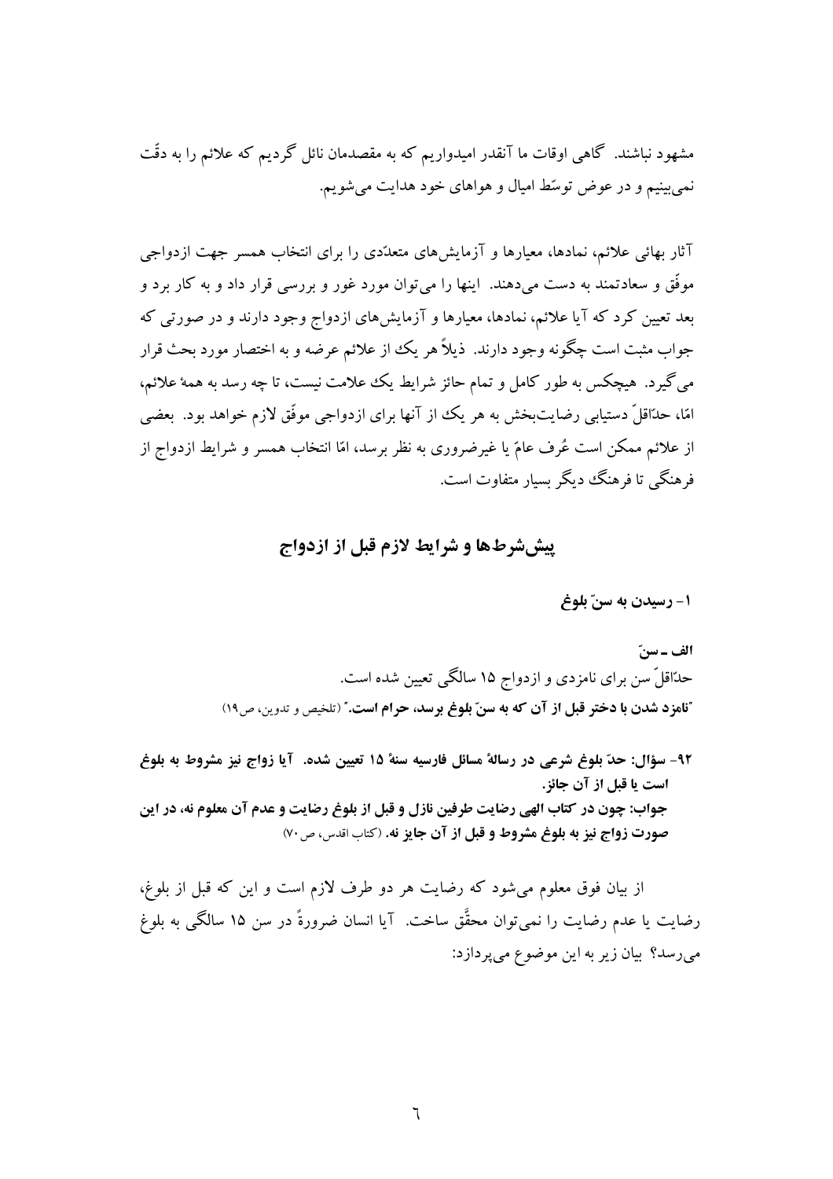مشهود نباشند. گاهی اوقات ما آنقدر امیدواریم که به مقصدمان نائل گردیم که علائم را به دقّت نمی‌بینیم و در عوض توسّط امیال و هواهای خود هدایت می‌شویم.

آثار بهائی علائم، نمادها، معیارها و آزمایش‌های متعدّدی را برای انتخاب همسر جهت ازدواجی موفّق و سعادتمند به دست می‌دهند. اینها را می‌توان مورد غور و بررسی قرار داد و به کار برد و بعد تعیین کرد که آیا علائم، نمادها، معیارها و آزمایش‌های ازدواج وجود دارند و در صورتی که جواب مثبت است چگونه وجود دارند. ذیلاً هر یک از علائم عرضه و به اختصار مورد بحث قرار می‌گیرد. هیچکس به طور کامل و تمام حائز شرایط یک علامت نیست، تا چه رسد به همهٔ علائم، امّا، حدّاقلّ دستیابی رضایت‌بخش به هر یک از آنها برای ازدواجی موفّق لازم خواهد بود. بعضی از علائم ممکن است عُرف عامّ یا غیرضروری به نظر برسد، امّا انتخاب همسر و شرایط ازدواج از فرهنگی تا فرهنگ دیگر بسیار متفاوت است.

## پیش‌شرط‌ها و شرایط لازم قبل از ازدواج

### ۱- رسیدن به سنّ بلوغ

**الف ـ سنّ**

حدّاقلّ سن برای نامزدی و ازدواج ۱۵ سالگی تعیین شده است.

**"نامزد شدن با دختر قبل از آن که به سنّ بلوغ برسد، حرام است."** (تلخیص و تدوین، ص۱۹)

**۹۲- سؤال: حدّ بلوغ شرعی در رسالهٔ مسائل فارسیه سنهٔ ۱۵ تعیین شده. آیا زواج نیز مشروط به بلوغ است یا قبل از آن جائز.**
**جواب: چون در کتاب الهی رضایت طرفین نازل و قبل از بلوغ رضایت و عدم آن معلوم نه، در این صورت زواج نیز به بلوغ مشروط و قبل از آن جایز نه.** (کتاب اقدس، ص۷۰)

از بیان فوق معلوم می‌شود که رضایت هر دو طرف لازم است و این که قبل از بلوغ، رضایت یا عدم رضایت را نمی‌توان محقَّق ساخت. آیا انسان ضرورةً در سن ۱۵ سالگی به بلوغ می‌رسد؟ بیان زیر به این موضوع می‌پردازد: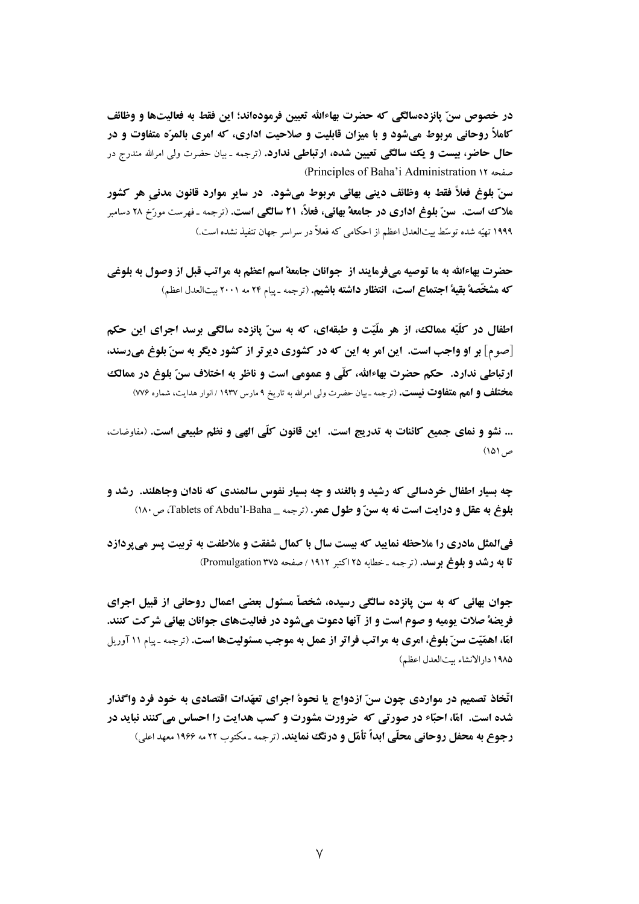**در خصوص سنّ پانزده‌سالگی که حضرت بهاءالله تعیین فرموده‌اند؛ این فقط به فعالیت‌ها و وظائف کاملاً روحانی مربوط می‌شود و با میزان قابلیت و صلاحیت اداری، که امری بالمرّه متفاوت و در حال حاضر، بیست و یک سالگی تعیین شده، ارتباطی ندارد.** (ترجمه ـ بیان حضرت ولی امرالله مندرج در صفحه ۱۲ Principles of Baha'i Administration)

**سنّ بلوغ فعلاً فقط به وظائف دینی بهائی مربوط می‌شود. در سایر موارد قانون مدنیِ هر کشور ملاک است. سنّ بلوغ اداری در جامعهٔ بهائی، فعلاً، ۲۱ سالگی است.** (ترجمه ـ فهرست مورّخ ۲۸ دسامبر ۱۹۹۹ تهیّه شده توسّط بیت‌العدل اعظم از احکامی که فعلاً در سراسر جهان تنفیذ نشده است.)

**حضرت بهاءالله به ما توصیه می‌فرمایند از جوانان جامعهٔ اسم اعظم به مراتب قبل از وصول به بلوغی که مشخّصهٔ بقیهٔ اجتماع است، انتظار داشته باشیم.** (ترجمه ـ پیام ۲۴ مه ۲۰۰۱ بیت‌العدل اعظم)

**اطفال در کلّیّه ممالک، از هر ملّیّت و طبقه‌ای، که به سنّ پانزده سالگی برسد اجرای این حکم [صوم] بر او واجب است. این امر به این که در کشوری دیرتر از کشور دیگر به سنّ بلوغ می‌رسند، ارتباطی ندارد. حکم حضرت بهاءالله، کلّی و عمومی است و ناظر به اختلاف سنّ بلوغ در ممالک مختلف و امم متفاوت نیست.** (ترجمه ـ بیان حضرت ولی امرالله به تاریخ ۹ مارس ۱۹۳۷ / انوار هدایت، شماره ۷۷۶)

**... نشو و نمای جمیع کائنات به تدریج است. این قانون کلّی الهی و نظم طبیعی است.** (مفاوضات، ص ۱۵۱)

**چه بسیار اطفال خردسالی که رشید و بالغند و چه بسیار نفوس سالمندی که نادان وجاهلند. رشد و بلوغ به عقل و درایت است نه به سنّ و طول عمر.** (ترجمه _ Tablets of Abdu'l-Baha، ص ۱۸۰)

**فی‌المثل مادری را ملاحظه نمایید که بیست سال با کمال شفقت و ملاطفت به تربیت پسر می‌پردازد تا به رشد و بلوغ برسد.** (ترجمه ـ خطابه ۲۵ اکتبر ۱۹۱۲ / صفحه ۳۷۵ Promulgation)

**جوان بهائی که به سن پانزده سالگی رسیده، شخصاً مسئول بعضی اعمال روحانی از قبیل اجرای فریضهٔ صلات یومیه و صوم است و از آنها دعوت می‌شود در فعالیت‌های جوانان بهائی شرکت کنند. امّا، اهمّیّت سنّ بلوغ، امری به مراتب فراتر از عمل به موجب مسئولیت‌ها است.** (ترجمه ـ پیام ۱۱ آوریل ۱۹۸۵ دارالانشاء بیت‌العدل اعظم)

**اتّخاذ تصمیم در مواردی چون سنّ ازدواج یا نحوهٔ اجرای تعهّدات اقتصادی به خود فرد واگذار شده است. امّا، احبّاء در صورتی که ضرورت مشورت و کسب هدایت را احساس می‌کنند نباید در رجوع به محفل روحانی محلّی ابداً تأمّل و درنگ نمایند.** (ترجمه ـ مکتوب ۲۲ مه ۱۹۶۶ معهد اعلی)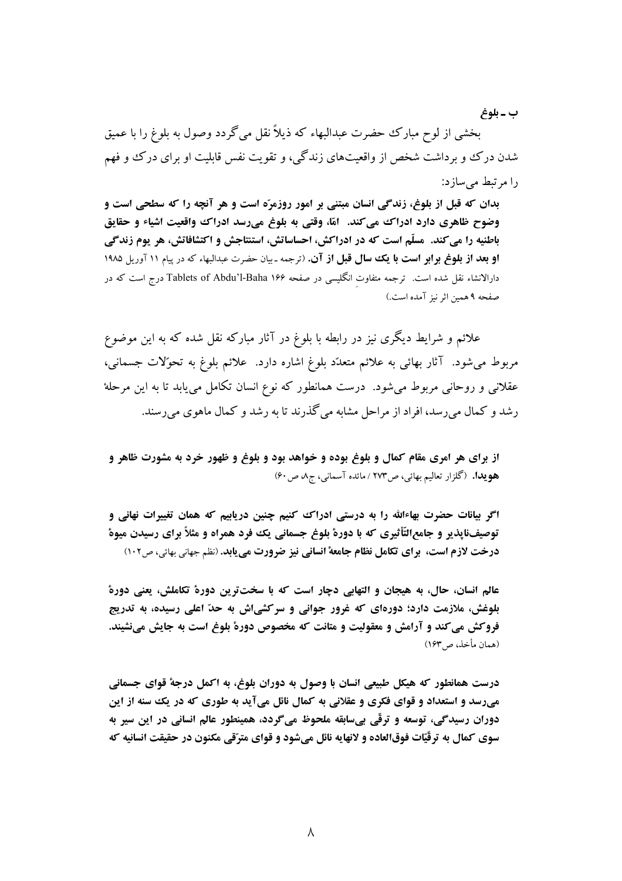### ب ـ بلوغ

بخشی از لوح مبارک حضرت عبدالبهاء که ذیلاً نقل می‌گردد وصول به بلوغ را با عمیق شدن درک و برداشت شخص از واقعیت‌های زندگی، و تقویت نفس قابلیت او برای درک و فهم را مرتبط می‌سازد:

**بدان که قبل از بلوغ، زندگی انسان مبتنی بر امور روزمرّه است و هر آنچه را که سطحی است و وضوح ظاهری دارد ادراک می‌کند. امّا، وقتی به بلوغ می‌رسد ادراک واقعیت اشیاء و حقایق باطنیه را می‌کند. مسلّم است که در ادراکش، احساساتش، استنتاجش و اکتشافاتش، هر یوم زندگی او بعد از بلوغ برابر است با یک سال قبل از آن.** (ترجمه ـ بیان حضرت عبدالبهاء که در پیام ۱۱ آوریل ۱۹۸۵ دارالانشاء نقل شده است. ترجمه متفاوتِ انگلیسی در صفحه ۱۶۶ Tablets of Abdu'l-Baha درج است که در صفحه ۹ همین اثر نیز آمده است.)

علائم و شرایط دیگری نیز در رابطه با بلوغ در آثار مبارکه نقل شده که به این موضوع مربوط می‌شود. آثار بهائی به علائم متعدّد بلوغ اشاره دارد. علائم بلوغ به تحوّلات جسمانی، عقلانی و روحانی مربوط می‌شود. درست همانطور که نوع انسان تکامل می‌یابد تا به این مرحلهٔ رشد و کمال می‌رسد، افراد از مراحل مشابه می‌گذرند تا به رشد و کمال ماهوی می‌رسند.

**از برای هر امری مقام کمال و بلوغ بوده و خواهد بود و بلوغ و ظهور خرد به مشورت ظاهر و هویدا.** (گلزار تعالیم بهائی، ص۲۷۳ / مائده آسمانی، ج۸، ص۶۰)

**اگر بیانات حضرت بهاءالله را به درستی ادراک کنیم چنین دریابیم که همان تغییرات نهانی و توصیف‌ناپذیر و جامع‌التّأثیری که با دورهٔ بلوغ جسمانی یک فرد همراه و مثلاً برای رسیدن میوهٔ درخت لازم است، برای تکامل نظام جامعهٔ انسانی نیز ضرورت می‌یابد.** (نظم جهانی بهائی، ص۱۰۲)

**عالم انسان، حال، به هیجان و التهابی دچار است که با سخت‌ترین دورهٔ تکاملش، یعنی دورهٔ بلوغش، ملازمت دارد؛ دوره‌ای که غرور جوانی و سرکشی‌اش به حدّ اعلی رسیده، به تدریج فروکش می‌کند و آرامش و معقولیت و متانت که مخصوص دورهٔ بلوغ است به جایش می‌نشیند.** (همان مأخذ، ص۱۶۳)

**درست همانطور که هیکل طبیعی انسان با وصول به دوران بلوغ، به اکمل درجهٔ قوای جسمانی می‌رسد و استعداد و قوای فکری و عقلانی به کمال نائل می‌آید به طوری که در یک سنه از این دوران رسیدگی، توسعه و ترقّی بی‌سابقه ملحوظ می‌گردد، همینطور عالم انسانی در این سیر به سوی کمال به ترقّیات فوق‌العاده و لانهایه نائل می‌شود و قوای مترقّی مکنون در حقیقت انسانیه که**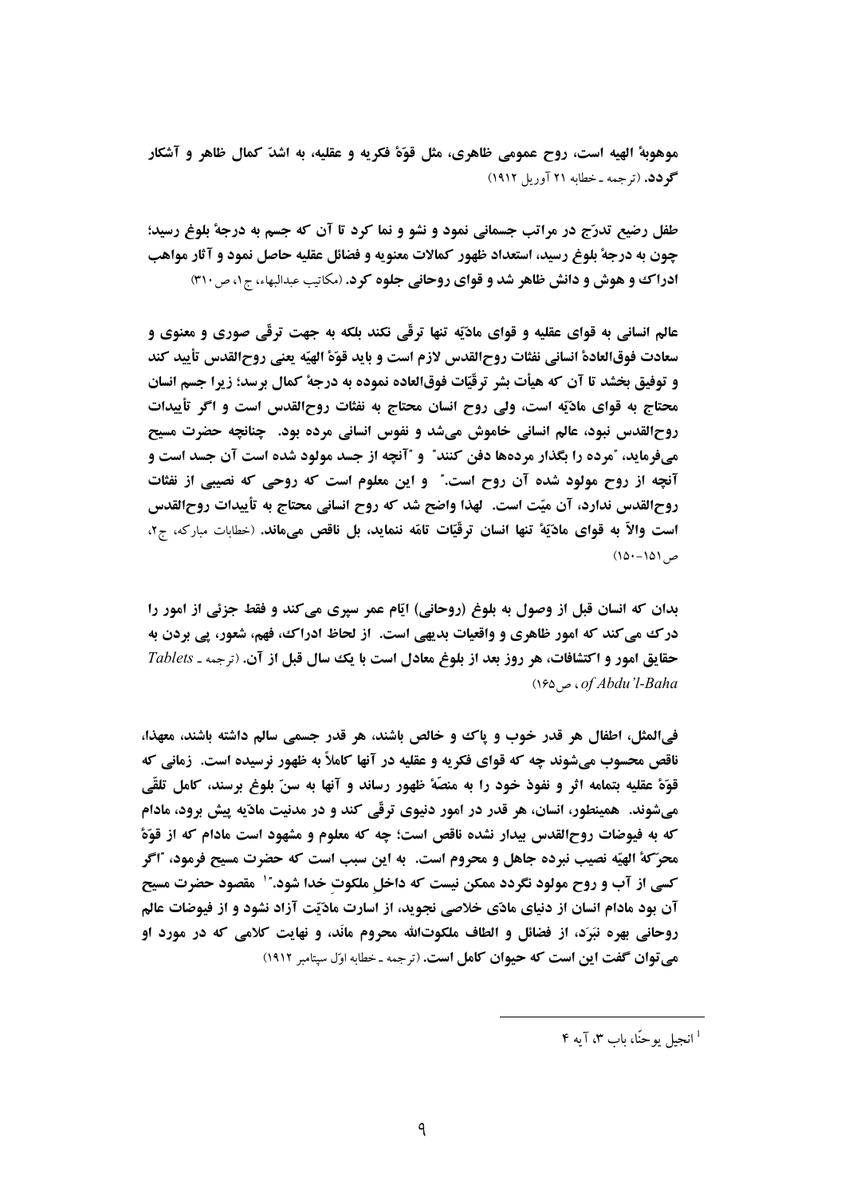**موهوبهٔ الهیه است، روح عمومی ظاهری، مثل قوّهٔ فکریه و عقلیه، به اشدّ کمال ظاهر و آشکار گردد.** (ترجمه ـ خطابه ۲۱ آوریل ۱۹۱۲)

**طفل رضیع تدرّج در مراتب جسمانی نمود و نشو و نما کرد تا آن که جسم به درجهٔ بلوغ رسید؛ چون به درجهٔ بلوغ رسید، استعداد ظهور کمالات معنویه و فضائل عقلیه حاصل نمود و آثار مواهب ادراک و هوش و دانش ظاهر شد و قوای روحانی جلوه کرد.** (مکاتیب عبدالبهاء، ج۱، ص۳۱۰)

**عالم انسانی به قوای عقلیه و قوای مادّیّه تنها ترقّی نکند بلکه به جهت ترقّی صوری و معنوی و سعادت فوق‌العادهٔ انسانی نفثات روح‌القدس لازم است و باید قوّهٔ الهیّه یعنی روح‌القدس تأیید کند و توفیق بخشد تا آن که هیأت بشر ترقّیات فوق‌العاده نموده به درجهٔ کمال برسد؛ زیرا جسم انسان محتاج به قوای مادّیّه است، ولی روح انسان محتاج به نفثات روح‌القدس است و اگر تأییدات روح‌القدس نبود، عالم انسانی خاموش می‌شد و نفوس انسانی مرده بود. چنانچه حضرت مسیح می‌فرماید، "مرده را بگذار مرده‌ها دفن کنند" و "آنچه از جسد مولود شده است آن جسد است و آنچه از روح مولود شده آن روح است." و این معلوم است که روحی که نصیبی از نفثات روح‌القدس ندارد، آن میّت است. لهذا واضح شد که روح انسانی محتاج به تأییدات روح‌القدس است والاّ به قوای مادّیّهٔ تنها انسان ترقّیات تامّه ننماید، بل ناقص می‌ماند.** (خطابات مبارکه، ج۲، ص۱۵۱-۱۵۰)

**بدان که انسان قبل از وصول به بلوغ (روحانی) ایّام عمر سپری می‌کند و فقط جزئی از امور را درک می‌کند که امور ظاهری و واقعیات بدیهی است. از لحاظ ادراک، فهم، شعور، پی بردن به حقایق امور و اکتشافات، هر روز بعد از بلوغ معادل است با یک سال قبل از آن.** (ترجمه ـ *Tablets of Abdu'l-Baha*، ص۱۶۵)

**فی‌المثل، اطفال هر قدر خوب و پاک و خالص باشند، هر قدر جسمی سالم داشته باشند، معهذا، ناقص محسوب می‌شوند چه که قوای فکریه و عقلیه در آنها کاملاً به ظهور نرسیده است. زمانی که قوّهٔ عقلیه بتمامه اثر و نفوذ خود را به منصّهٔ ظهور رساند و آنها به سنّ بلوغ برسند، کامل تلقّی می‌شوند. همینطور، انسان، هر قدر در امور دنیوی ترقّی کند و در مدنیت مادّیه پیش برود، مادام که به فیوضات روح‌القدس بیدار نشده ناقص است؛ چه که معلوم و مشهود است مادام که از قوّهٔ محرّکهٔ الهیّه نصیب نبرده جاهل و محروم است. به این سبب است که حضرت مسیح فرمود، "اگر کسی از آب و روح مولود نگردد ممکن نیست که داخل ملکوت خدا شود."[1] مقصود حضرت مسیح آن بود مادام انسان از دنیای مادّی خلاصی نجوید، از اسارت مادّیّت آزاد نشود و از فیوضات عالم روحانی بهره نبرَد، از فضائل و الطاف ملکوت‌الله محروم مانَد، و نهایت کلامی که در مورد او می‌توان گفت این است که حیوان کامل است.** (ترجمه ـ خطابه اوّل سپتامبر ۱۹۱۲)

---

[1] انجیل یوحنّا، باب ۳، آیه ۴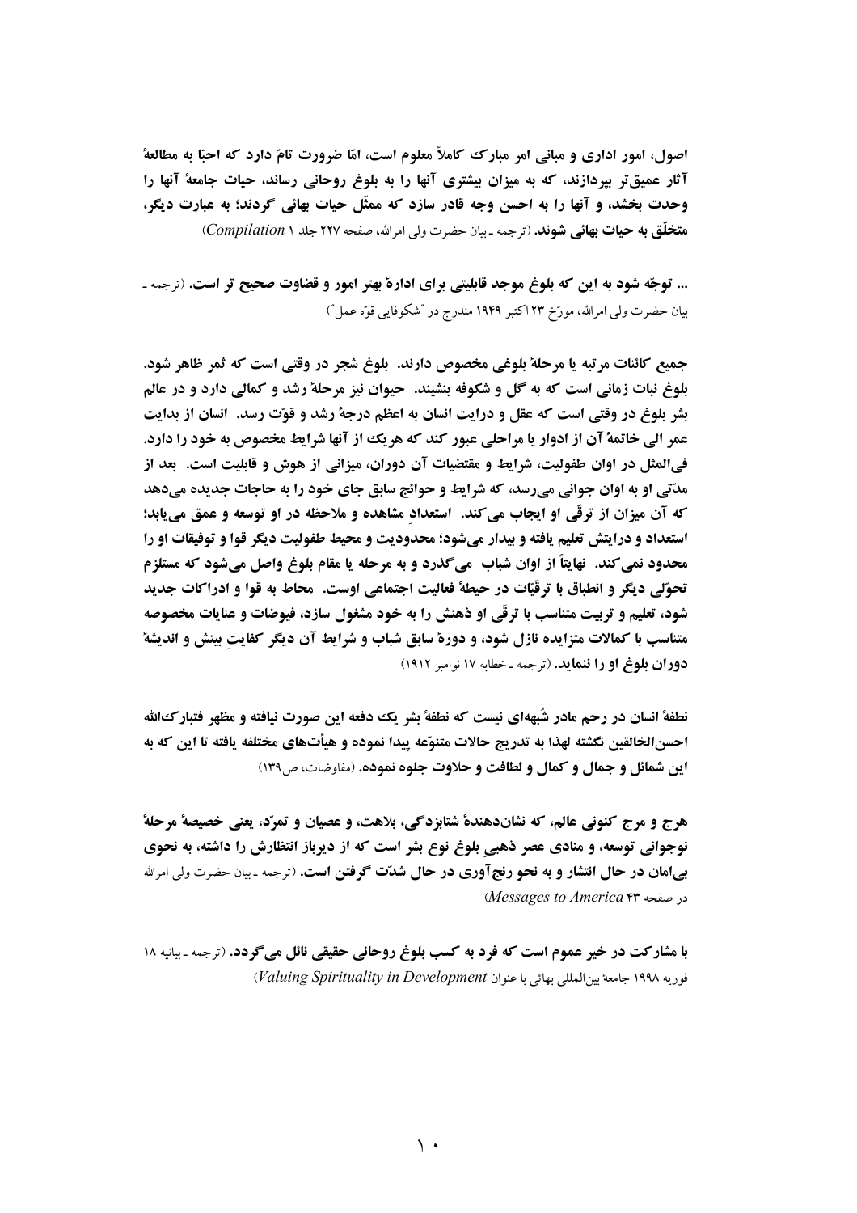**اصول، امور اداری و مبانی امر مبارک کاملاً معلوم است، امّا ضرورت تامّ دارد که احبّا به مطالعهٔ آثار عمیق‌تر بپردازند، که به میزان بیشتری آنها را به بلوغ روحانی رساند، حیات جامعهٔ آنها را وحدت بخشد، و آنها را به احسن وجه قادر سازد که ممثّل حیات بهائی گردند؛ به عبارت دیگر، متخلّق به حیات بهائی شوند.** (ترجمه ـ بیان حضرت ولی امرالله، صفحه ۲۲۷ جلد ۱ *Compilation*)

**... توجّه شود به این که بلوغ موجد قابلیتی برای ادارهٔ بهتر امور و قضاوت صحیح تر است.** (ترجمه ـ بیان حضرت ولی امرالله، مورّخ ۲۳ اکتبر ۱۹۴۹ مندرج در "شکوفایی قوّه عمل")

**جمیع کائنات مرتبه یا مرحلهٔ بلوغی مخصوص دارند. بلوغ شجر در وقتی است که ثمر ظاهر شود. بلوغ نبات زمانی است که به گل و شکوفه بنشیند. حیوان نیز مرحلهٔ رشد و کمالی دارد و در عالم بشر بلوغ در وقتی است که عقل و درایت انسان به اعظم درجهٔ رشد و قوّت رسد. انسان از بدایت عمر الی خاتمهٔ آن از ادوار یا مراحلی عبور کند که هریک از آنها شرایط مخصوص به خود را دارد. فی‌المثل در اوان طفولیت، شرایط و مقتضیات آن دوران، میزانی از هوش و قابلیت است. بعد از مدّتی او به اوان جوانی می‌رسد، که شرایط و حوائج سابق جای خود را به حاجات جدیده می‌دهد که آن میزان از ترقّی او ایجاب می‌کند. استعدادِ مشاهده و ملاحظه در او توسعه و عمق می‌یابد؛ استعداد و درایتش تعلیم یافته و بیدار می‌شود؛ محدودیت و محیط طفولیت دیگر قوا و توفیقات او را محدود نمی‌کند. نهایتاً از اوان شباب می‌گذرد و به مرحله یا مقام بلوغ واصل می‌شود که مستلزم تحوّلی دیگر و انطباق با ترقّیات در حیطهٔ فعالیت اجتماعی اوست. محاط به قوا و ادراکات جدید شود، تعلیم و تربیت متناسب با ترقّی او ذهنش را به خود مشغول سازد، فیوضات و عنایات مخصوصه متناسب با کمالات متزایده نازل شود، و دورهٔ سابق شباب و شرایط آن دیگر کفایتِ بینش و اندیشهٔ دوران بلوغ او را ننماید.** (ترجمه ـ خطابه ۱۷ نوامبر ۱۹۱۲)

**نطفهٔ انسان در رحم مادر شُبهه‌ای نیست که نطفهٔ بشر یک دفعه این صورت نیافته و مظهر فتبارک‌الله احسن‌الخالقین نگشته لهذا به تدریج حالات متنوّعه پیدا نموده و هیأت‌های مختلفه یافته تا این که به این شمائل و جمال و کمال و لطافت و حلاوت جلوه نموده.** (مفاوضات، ص۱۳۹)

**هرج و مرج کنونی عالم، که نشان‌دهندهٔ شتابزدگی، بلاهت، و عصیان و تمرّد، یعنی خصیصهٔ مرحلهٔ نوجوانی توسعه، و منادی عصر ذهبیِ بلوغ نوع بشر است که از دیرباز انتظارش را داشته، به نحوی بی‌امان در حال انتشار و به نحو رنج‌آوری در حال شدّت گرفتن است.** (ترجمه ـ بیان حضرت ولی امرالله در صفحه ۴۳ *Messages to America*)

**با مشارکت در خیر عموم است که فرد به کسب بلوغ روحانی حقیقی نائل می‌گردد.** (ترجمه ـ بیانیه ۱۸ فوریه ۱۹۹۸ جامعهٔ بین‌المللی بهائی با عنوان *Valuing Spirituality in Development*)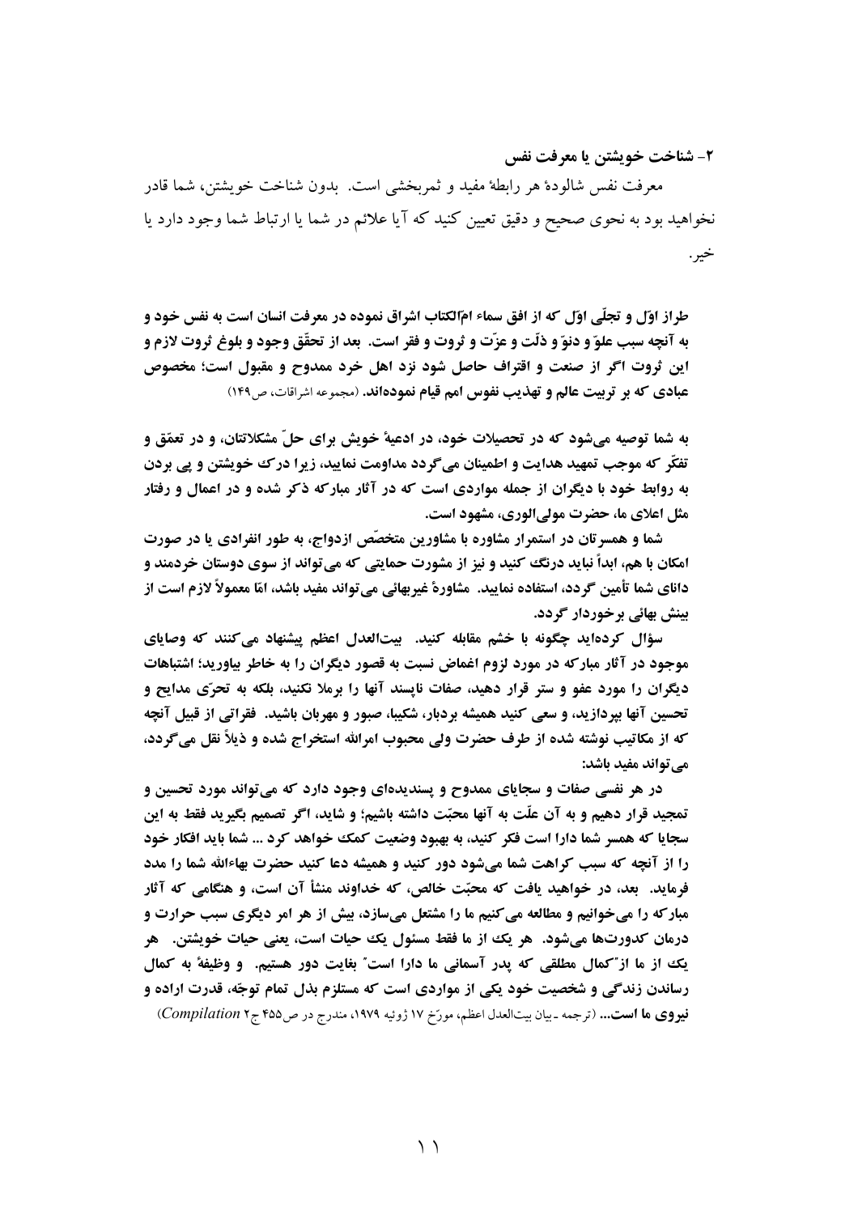### ۲- شناخت خویشتن یا معرفت نفس

معرفت نفس شالودهٔ هر رابطهٔ مفید و ثمربخشی است. بدون شناخت خویشتن، شما قادر نخواهید بود به نحوی صحیح و دقیق تعیین کنید که آیا علائم در شما یا ارتباط شما وجود دارد یا خیر.

**طراز اوّل و تجلّی اوّل که از افق سماء امّ‌الکتاب اشراق نموده در معرفت انسان است به نفس خود و به آنچه سبب علوّ و دنوّ و ذلّت و عزّت و ثروت و فقر است. بعد از تحقّق وجود و بلوغ ثروت لازم و این ثروت اگر از صنعت و اقتراف حاصل شود نزد اهل خرد ممدوح و مقبول است؛ مخصوص عبادی که بر تربیت عالم و تهذیب نفوس امم قیام نموده‌اند.** (مجموعه اشراقات، ص۱۴۹)

**به شما توصیه می‌شود که در تحصیلات خود، در ادعیهٔ خویش برای حلّ مشکلاتتان، و در تعمّق و تفکّر که موجب تمهید هدایت و اطمینان می‌گردد مداومت نمایید، زیرا درک خویشتن و پی بردن به روابط خود با دیگران از جمله مواردی است که در آثار مبارکه ذکر شده و در اعمال و رفتار مثل اعلای ما، حضرت مولی‌الوری، مشهود است.**

**شما و همسرتان در استمرار مشاوره با مشاورین متخصّص ازدواج، به طور انفرادی یا در صورت امکان با هم، ابداً نباید درنگ کنید و نیز از مشورت حمایتی که می‌تواند از سوی دوستان خردمند و دانای شما تأمین گردد، استفاده نمایید. مشاورهٔ غیربهائی می‌تواند مفید باشد، امّا معمولاً لازم است از بینش بهائی برخوردار گردد.**

**سؤال کرده‌اید چگونه با خشم مقابله کنید. بیت‌العدل اعظم پیشنهاد می‌کنند که وصایای موجود در آثار مبارکه در مورد لزوم اغماض نسبت به قصور دیگران را به خاطر بیاورید؛ اشتباهات دیگران را مورد عفو و ستر قرار دهید، صفات ناپسند آنها را برملا نکنید، بلکه به تحرّی مدایح و تحسین آنها بپردازید، و سعی کنید همیشه بردبار، شکیبا، صبور و مهربان باشید. فقراتی از قبیل آنچه که از مکاتیب نوشته شده از طرف حضرت ولی محبوب امرالله استخراج شده و ذیلاً نقل می‌گردد، می‌تواند مفید باشد:**

**در هر نفسی صفات و سجایای ممدوح و پسندیده‌ای وجود دارد که می‌تواند مورد تحسین و تمجید قرار دهیم و به آن علّت به آنها محبّت داشته باشیم؛ و شاید، اگر تصمیم بگیرید فقط به این سجایا که همسر شما دارا است فکر کنید، به بهبود وضعیت کمک خواهد کرد ... شما باید افکار خود را از آنچه که سبب کراهت شما می‌شود دور کنید و همیشه دعا کنید حضرت بهاءالله شما را مدد فرماید. بعد، در خواهید یافت که محبّت خالص، که خداوند منشأ آن است، و هنگامی که آثار مبارکه را می‌خوانیم و مطالعه می‌کنیم ما را مشتعل می‌سازد، بیش از هر امر دیگری سبب حرارت و درمان کدورت‌ها می‌شود. هر یک از ما فقط مسئول یک حیات است، یعنی حیات خویشتن. هر یک از ما از "کمال مطلقی که پدر آسمانی ما دارا است" بغایت دور هستیم. و وظیفهٔ به کمال رساندن زندگی و شخصیت خود یکی از مواردی است که مستلزم بذل تمام توجّه، قدرت اراده و نیروی ما است...** (ترجمه ـ بیان بیت‌العدل اعظم، مورّخ ۱۷ ژوئیه ۱۹۷۹، مندرج در ص۴۵۵ ج۲ *Compilation*)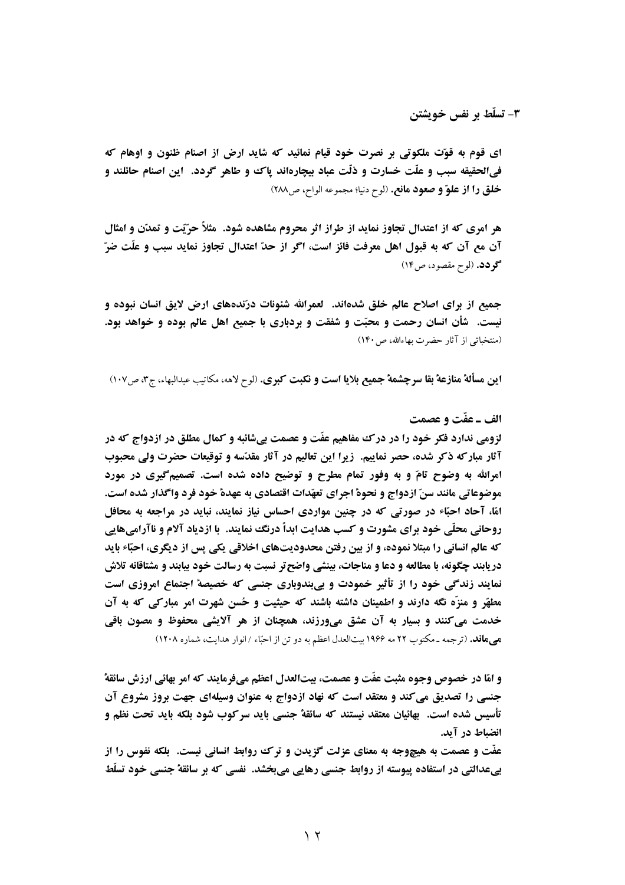### ۳- تسلّط بر نفس خویشتن

**ای قوم به قوّت ملکوتی بر نصرت خود قیام نمائید که شاید ارض از اصنام ظنون و اوهام که فی‌الحقیقه سبب و علّت خسارت و ذلّت عباد بیچاره‌اند پاک و طاهر گردد. این اصنام حائلند و خلق را از علوّ و صعود مانع.** (لوح دنیا؛ مجموعه الواح، ص۲۸۸)

**هر امری که از اعتدال تجاوز نماید از طراز اثر محروم مشاهده شود. مثلاً حرّیّت و تمدّن و امثال آن مع آن که به قبول اهل معرفت فائز است، اگر از حدّ اعتدال تجاوز نماید سبب و علّت ضرّ گردد.** (لوح مقصود، ص۱۴)

**جمیع از برای اصلاح عالم خلق شده‌اند. لعمرالله شئونات درّنده‌های ارض لایق انسان نبوده و نیست. شأن انسان رحمت و محبّت و شفقت و بردباری با جمیع اهل عالم بوده و خواهد بود.** (منتخباتی از آثار حضرت بهاءالله، ص۱۴۰)

**این مسألهٔ منازعهٔ بقا سرچشمهٔ جمیع بلایا است و نکبت کبری.** (لوح لاهه، مکاتیب عبدالبهاء، ج۳، ص۱۰۷)

#### الف ـ عفّت و عصمت

**لزومی ندارد فکر خود را در درک مفاهیم عفّت و عصمت بی‌شائبه و کمال مطلق در ازدواج که در آثار مبارکه ذکر شده، حصر نماییم. زیرا این تعالیم در آثار مقدّسه و توقیعات حضرت ولی محبوب امرالله به وضوح تامّ و به وفور تمام مطرح و توضیح داده شده است. تصمیم‌گیری در مورد موضوعاتی مانند سنّ ازدواج و نحوهٔ اجرای تعهّدات اقتصادی به عهدهٔ خود فرد واگذار شده است. امّا، آحاد احبّاء در صورتی که در چنین مواردی احساس نیاز نمایند، نباید در مراجعه به محافل روحانی محلّی خود برای مشورت و کسب هدایت ابداً درنگ نمایند. با ازدیاد آلام و ناآرامی‌هایی که عالم انسانی را مبتلا نموده، و از بین رفتن محدودیت‌های اخلاقی یکی پس از دیگری، احبّاء باید دریابند چگونه، با مطالعه و دعا و مناجات، بینشی واضح‌تر نسبت به رسالت خود بیابند و مشتاقانه تلاش نمایند زندگی خود را از تأثیر خمودت و بی‌بندوباری جنسی که خصیصهٔ اجتماع امروزی است مطهّر و منزّه نگه دارند و اطمینان داشته باشند که حیثیت و حُسن شهرت امر مبارکی که به آن خدمت می‌کنند و بسیار به آن عشق می‌ورزند، همچنان از هر آلایشی محفوظ و مصون باقی می‌ماند.** (ترجمه ـ مکتوب ۲۲ مه ۱۹۶۶ بیت‌العدل اعظم به دو تن از احبّاء / انوار هدایت، شماره ۱۲۰۸)

**و امّا در خصوص وجوه مثبت عفّت و عصمت، بیت‌العدل اعظم می‌فرمایند که امر بهائی ارزش سائقهٔ جنسی را تصدیق می‌کند و معتقد است که نهاد ازدواج به عنوان وسیله‌ای جهت بروز مشروع آن تأسیس شده است. بهائیان معتقد نیستند که سائقهٔ جنسی باید سرکوب شود بلکه باید تحت نظم و انضباط در آید.**

**عفّت و عصمت به هیچ‌وجه به معنای عزلت گزیدن و ترک روابط انسانی نیست. بلکه نفوس را از بی‌عدالتی در استفاده پیوسته از روابط جنسی رهایی می‌بخشد. نفسی که بر سائقهٔ جنسی خود تسلّط**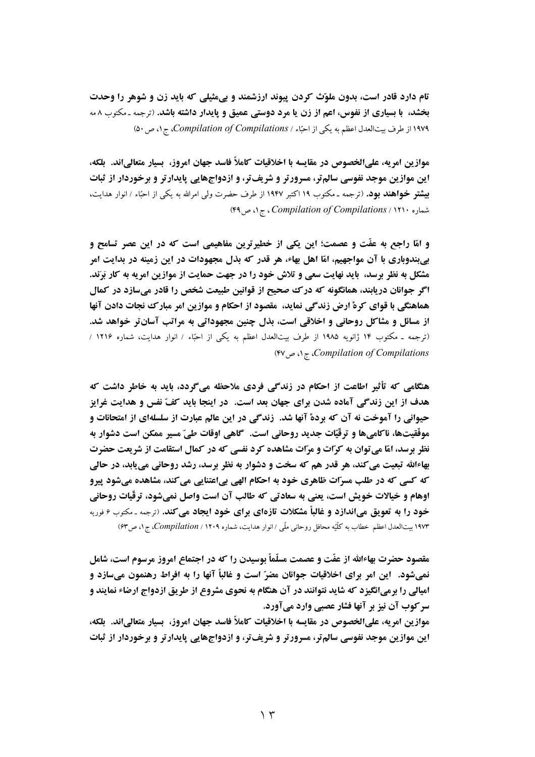**تام دارد قادر است، بدون ملوّث کردن پیوند ارزشمند و بی‌مثیلی که باید زن و شوهر را وحدت بخشد، با بسیاری از نفوس، اعم از زن یا مرد دوستی عمیق و پایدار داشته باشد.** (ترجمه ـ مکتوب ۸ مه ۱۹۷۹ از طرف بیت‌العدل اعظم به یکی از احبّاء / *Compilation of Compilations*، ج ۱، ص ۵۰)

**موازین امریه، علی‌الخصوص در مقایسه با اخلاقیات کاملاً فاسد جهان امروز، بسیار متعالی‌اند. بلکه، این موازین موجد نفوسی سالم‌تر، مسرورتر و شریف‌تر، و ازدواج‌هایی پایدارتر و برخوردار از ثبات بیشتر خواهند بود.** (ترجمه ـ مکتوب ۱۹ اکتبر ۱۹۴۷ از طرف حضرت ولی امرالله به یکی از احبّاء / انوار هدایت، شماره ۱۲۱۰ / *Compilation of Compilations*، ج ۱، ص ۴۹)

**و امّا راجع به عفّت و عصمت؛ این یکی از خطیرترین مفاهیمی است که در این عصر تسامح و بی‌بندوباری با آن مواجهیم، امّا اهل بهاء، هر قدر که بذل مجهودات در این زمینه در بدایت امر مشکل به نظر برسد، باید نهایت سعی و تلاش خود را در جهت حمایت از موازین امریه به کار بَرَند. اگر جوانان دریابند، همانگونه که درک صحیح از قوانین طبیعت شخص را قادر می‌سازد در کمال هماهنگی با قوای کرهٔ ارض زندگی نماید، مقصود از احکام و موازین امر مبارک نجات دادن آنها از مسائل و مشاکل روحانی و اخلاقی است، بذل چنین مجهوداتی به مراتب آسان‌تر خواهد شد.** (ترجمه ـ مکتوب ۱۴ ژانویه ۱۹۸۵ از طرف بیت‌العدل اعظم به یکی از احبّاء / انوار هدایت، شماره ۱۲۱۶ / *Compilation of Compilations*، ج ۱، ص ۴۷)

**هنگامی که تأثیر اطاعت از احکام در زندگی فردی ملاحظه می‌گردد، باید به خاطر داشت که هدف از این زندگی آماده شدن برای جهان بعد است. در اینجا باید کفّ نفس و هدایت غرایز حیوانی را آموخت نه آن که بردهٔ آنها شد. زندگی در این عالم عبارت از سلسله‌ای از امتحانات و موفّقیت‌ها، ناکامی‌ها و ترقّیات جدید روحانی است. گاهی اوقات طیّ مسیر ممکن است دشوار به نظر برسد، امّا می‌توان به کرّات و مرّات مشاهده کرد نفسی که در کمال استقامت از شریعت حضرت بهاءالله تبعیت می‌کند، هر قدر هم که سخت و دشوار به نظر برسد، رشد روحانی می‌یابد، در حالی که کسی که در طلب مسرّات ظاهری خود به احکام الهی بی‌اعتنایی می‌کند، مشاهده می‌شود پیرو اوهام و خیالات خویش است، یعنی به سعادتی که طالب آن است واصل نمی‌شود، ترقّیات روحانی خود را به تعویق می‌اندازد و غالباً مشکلات تازه‌ای برای خود ایجاد می‌کند.** (ترجمه ـ مکتوب ۶ فوریه ۱۹۷۳ بیت‌العدل اعظم خطاب به کلّیّه محافل روحانی ملّی / انوار هدایت، شماره ۱۲۰۹ / *Compilation*، ج ۱، ص ۶۳)

**مقصود حضرت بهاءالله از عفّت و عصمت مسلّماً بوسیدن را که در اجتماع امروز مرسوم است، شامل نمی‌شود. این امر برای اخلاقیات جوانان مضرّ است و غالباً آنها را به افراط رهنمون می‌سازد و امیالی را برمی‌انگیزد که شاید نتوانند در آن هنگام به نحوی مشروع از طریق ازدواج ارضاء نمایند و سرکوب آن نیز بر آنها فشار عصبی وارد می‌آورد.**

**موازین امریه، علی‌الخصوص در مقایسه با اخلاقیات کاملاً فاسد جهان امروز، بسیار متعالی‌اند. بلکه، این موازین موجد نفوسی سالم‌تر، مسرورتر و شریف‌تر، و ازدواج‌هایی پایدارتر و برخوردار از ثبات**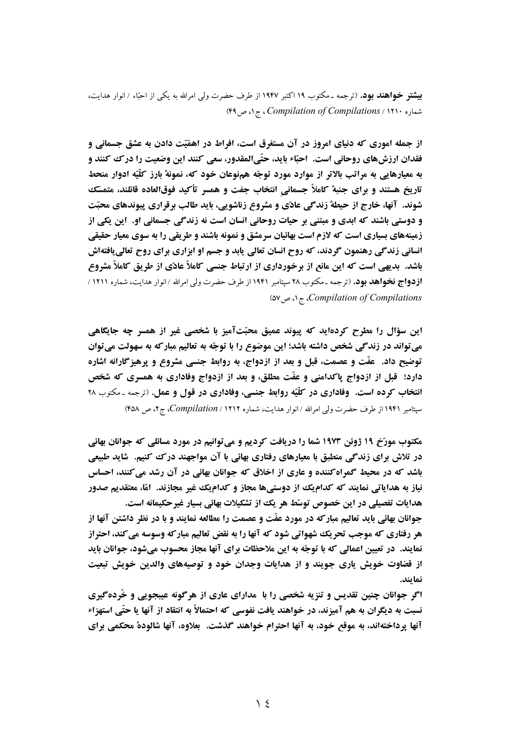**بیشتر خواهند بود.** (ترجمه ـ مکتوب ۱۹ اکتبر ۱۹۴۷ از طرف حضرت ولی امرالله به یکی از احبّاء / انوار هدایت، شماره ۱۲۱۰ / *Compilation of Compilations*، ج ۱، ص ۴۹)

**از جمله اموری که دنیای امروز در آن مستغرق است، افراط در اهمّیّت دادن به عشق جسمانی و فقدان ارزش‌های روحانی است. احبّاء باید، حتّی‌المقدور، سعی کنند این وضعیت را درک کنند و به معیارهایی به مراتب بالاتر از موارد مورد توجّه هم‌نوعان خود که، نمونهٔ بارز کلّیّهٔ ادوار منحط تاریخ هستند و برای جنبهٔ کاملاً جسمانیِ انتخاب جفت و همسر تأکید فوق‌العاده قائلند، متمسّک شوند. آنها، خارج از حیطهٔ زندگی عادّی و مشروع زناشویی، باید طالب برقراری پیوندهای محبّت و دوستی باشند که ابدی و مبتنی بر حیات روحانی انسان است نه زندگی جسمانی او. این یکی از زمینه‌های بسیاری است که لازم است بهائیان سرمشق و نمونه باشند و طریقی را به سوی معیار حقیقی انسانی زندگی رهنمون گردند، که روح انسان تعالی یابد و جسم او ابزاری برای روح تعالی‌یافته‌اش باشد. بدیهی است که این مانع از برخورداری از ارتباط جنسی کاملاً عادّی از طریق کاملاً مشروع ازدواج نخواهد بود.** (ترجمه ـ مکتوب ۲۸ سپتامبر ۱۹۴۱ از طرف حضرت ولی امرالله / انوار هدایت، شماره ۱۲۱۱ / *Compilation of Compilations*، ج ۱، ص ۵۷)

**این سؤال را مطرح کرده‌اید که پیوند عمیق محبّت‌آمیز با شخصی غیر از همسر چه جایگاهی می‌تواند در زندگی شخص داشته باشد؛ این موضوع را با توجّه به تعالیم مبارکه به سهولت می‌توان توضیح داد. عفّت و عصمت، قبل و بعد از ازدواج، به روابط جنسی مشروع و پرهیزگارانه اشاره دارد؛ قبل از ازدواج پاکدامنی و عفّت مطلق، و بعد از ازدواج وفاداری به همسری که شخص انتخاب کرده است. وفاداری در کلّیّه روابط جنسی، وفاداری در قول و عمل.** (ترجمه ـ مکتوب ۲۸ سپتامبر ۱۹۴۱ از طرف حضرت ولی امرالله / انوار هدایت، شماره ۱۲۱۲ / *Compilation*، ج ۲، ص ۴۵۸)

**مکتوب مورّخ ۱۹ ژوئن ۱۹۷۳ شما را دریافت کردیم و می‌توانیم در مورد مسائلی که جوانان بهائی در تلاش برای زندگی منطبق با معیارهای رفتاری بهائی با آن مواجهند درک کنیم. شاید طبیعی باشد که در محیط گمراه‌کننده و عاری از اخلاق که جوانان بهائی در آن رشد می‌کنند، احساس نیاز به هدایاتی نمایند که کدام‌یک از دوستی‌ها مجاز و کدام‌یک غیر مجازند. امّا، معتقدیم صدور هدایات تفصیلی در این خصوص توسّط هر یک از تشکیلات بهائی بسیار غیرحکیمانه است.**

**جوانان بهائی باید تعالیم مبارکه در مورد عفّت و عصمت را مطالعه نمایند و با در نظر داشتن آنها از هر رفتاری که موجب تحریک شهواتی شود که آنها را به نقض تعالیم مبارکه وسوسه می‌کند، احتراز نمایند. در تعیین اعمالی که با توجّه به این ملاحظات برای آنها مجاز محسوب می‌شود، جوانان باید از قضاوت خویش یاری جویند و از هدایات وجدان خود و توصیه‌های والدین خویش تبعیت نمایند.**

**اگر جوانان چنین تقدیس و تنزیه شخصی را با مدارای عاری از هرگونه عیبجویی و خُرده‌گیری نسبت به دیگران به هم آمیزند، در خواهند یافت نفوسی که احتمالاً به انتقاد از آنها یا حتّی استهزاء آنها پرداخته‌اند، به موقع خود، به آنها احترام خواهند گذشت. بعلاوه، آنها شالودهٔ محکمی برای**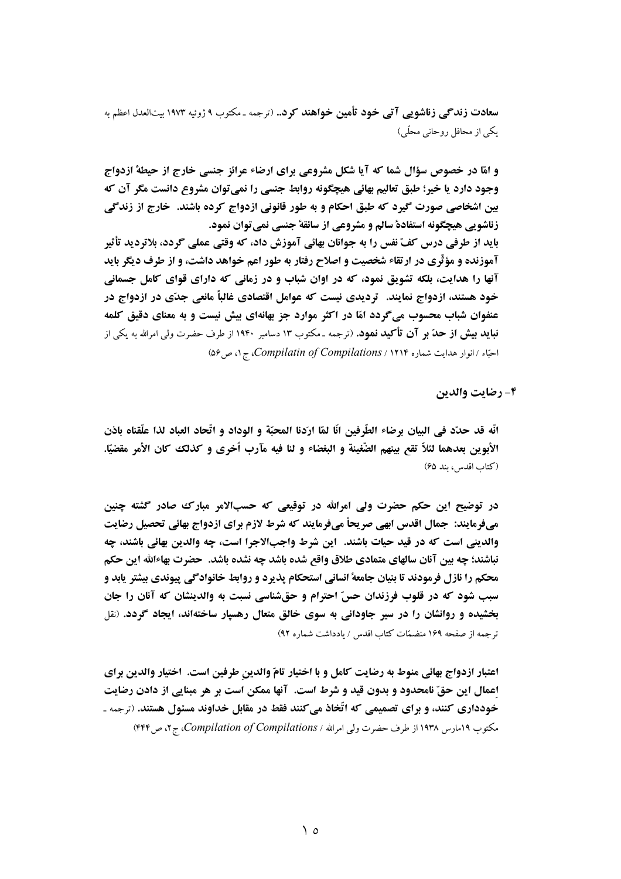**سعادت زندگی زناشویی آتی خود تأمین خواهند کرد..** (ترجمه ـ مکتوب ۹ ژوئیه ۱۹۷۳ بیت‌العدل اعظم به یکی از محافل روحانی محلّی)

**و امّا در خصوص سؤال شما که آیا شکل مشروعی برای ارضاء عرائز جنسی خارج از حیطهٔ ازدواج وجود دارد یا خیر؛ طبق تعالیم بهائی هیچگونه روابط جنسی را نمی‌توان مشروع دانست مگر آن که بین اشخاصی صورت گیرد که طبق احکام و به طور قانونی ازدواج کرده باشند. خارج از زندگی زناشویی هیچگونه استفادهٔ سالم و مشروعی از سائقهٔ جنسی نمی‌توان نمود.**

**باید از طرفی درس کفّ نفس را به جوانان بهائی آموزش داد، که وقتی عملی گردد، بلاتردید تأثیر آموزنده و مؤثّری در ارتقاء شخصیت و اصلاح رفتار به طور اعم خواهد داشت، و از طرف دیگر باید آنها را هدایت، بلکه تشویق نمود، که در اوان شباب و در زمانی که دارای قوای کامل جسمانی خود هستند، ازدواج نمایند. تردیدی نیست که عوامل اقتصادی غالباً مانعی جدّی در ازدواج در عنفوان شباب محسوب می‌گردد امّا در اکثر موارد جز بهانه‌ای بیش نیست و به معنای دقیق کلمه نباید بیش از حدّ بر آن تأکید نمود.** (ترجمه ـ مکتوب ۱۳ دسامبر ۱۹۴۰ از طرف حضرت ولی امرالله به یکی از احبّاء / انوار هدایت شماره ۱۲۱۴ / *Compilatin of Compilations*، ج ۱، ص ۵۶)

## ۴- رضایت والدین

**انّه قد حدّد فی البیان برضاء الطّرفین انّا لمّا اردنا المحبّة و الوداد و اتّحاد العباد لذا علّقناه باذن الأبوین بعدهما لئلاّ تقع بینهم الضّغینة و البغضاء و لنا فیه مآرب أخری و کذلک کان الأمر مقضیّا.** (کتاب اقدس، بند ۶۵)

**در توضیح این حکم حضرت ولی امرالله در توقیعی که حسب‌الامر مبارک صادر گشته چنین می‌فرمایند: جمال اقدس ابهی صریحاً می‌فرمایند که شرط لازم برای ازدواج بهائی تحصیل رضایت والدینی است که در قید حیات باشند. این شرط واجب‌الاجرا است، چه والدین بهائی باشند، چه نباشند؛ چه بین آنان سالهای متمادی طلاق واقع شده باشد چه نشده باشد. حضرت بهاءالله این حکم محکم را نازل فرمودند تا بنیان جامعهٔ انسانی استحکام پذیرد و روابط خانوادگی پیوندی بیشتر یابد و سبب شود که در قلوب فرزندان حسّ احترام و حق‌شناسی نسبت به والدینشان که آنان را جان بخشیده و روانشان را در سیر جاودانی به سوی خالق متعال رهسپار ساخته‌اند، ایجاد گردد.** (نقل ترجمه از صفحه ۱۶۹ منضمّات کتاب اقدس / یادداشت شماره ۹۲)

**اعتبار ازدواج بهائی منوط به رضایت کامل و با اختیار تامّ والدینِ طرفین است. اختیار والدین برای اِعمال این حقّ نامحدود و بدون قید و شرط است. آنها ممکن است بر هر مبنایی از دادن رضایت خودداری کنند، و برای تصمیمی که اتّخاذ می‌کنند فقط در مقابل خداوند مسئول هستند.** (ترجمه ـ مکتوب ۱۹مارس ۱۹۳۸ از طرف حضرت ولی امرالله / *Compilation of Compilations*، ج ۲، ص ۴۴۴)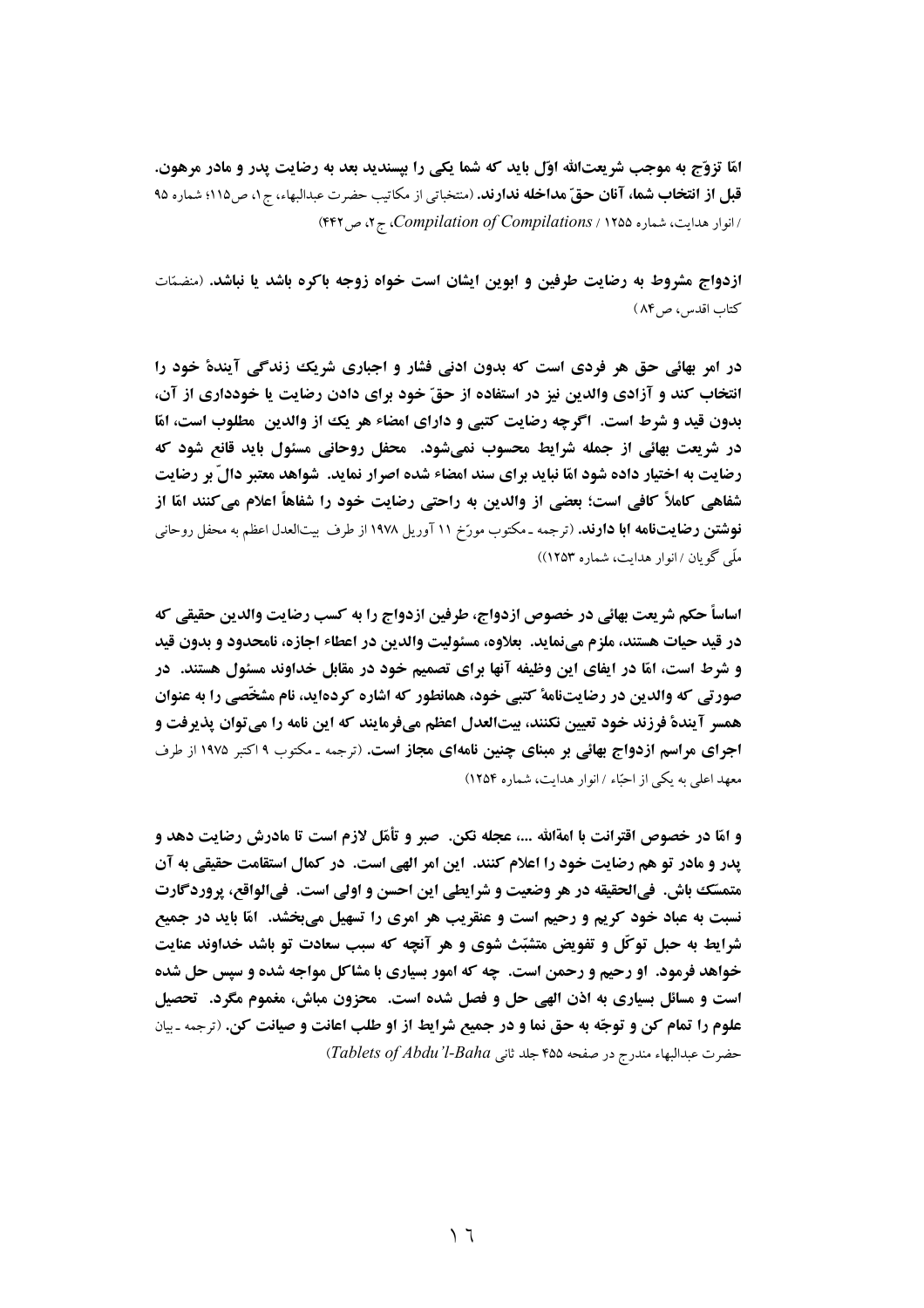**امّا تزوّج به موجب شریعت‌الله اوّل باید که شما یکی را بپسندید بعد به رضایت پدر و مادر مرهون. قبل از انتخاب شما، آنان حقّ مداخله ندارند.** (منتخباتی از مکاتیب حضرت عبدالبهاء، ج ۱، ص ۱۱۵؛ شماره ۹۵ / انوار هدایت، شماره ۱۲۵۵ / *Compilation of Compilations*، ج ۲، ص ۴۴۲)

**ازدواج مشروط به رضایت طرفین و ابوین ایشان است خواه زوجه باکره باشد یا نباشد.** (منضمّات کتاب اقدس، ص ۸۴)

**در امر بهائی حق هر فردی است که بدون ادنی فشار و اجباری شریک زندگی آیندهٔ خود را انتخاب کند و آزادی والدین نیز در استفاده از حقّ خود برای دادن رضایت یا خودداری از آن، بدون قید و شرط است. اگرچه رضایت کتبی و دارای امضاء هر یک از والدین مطلوب است، امّا در شریعت بهائی از جمله شرایط محسوب نمی‌شود. محفل روحانی مسئول باید قانع شود که رضایت به اختیار داده شود امّا نباید برای سند امضاء شده اصرار نماید. شواهد معتبر دالّ بر رضایت شفاهی کاملاً کافی است؛ بعضی از والدین به راحتی رضایت خود را شفاهاً اعلام می‌کنند امّا از نوشتن رضایت‌نامه ابا دارند.** (ترجمه ـ مکتوب مورّخ ۱۱ آوریل ۱۹۷۸ از طرف بیت‌العدل اعظم به محفل روحانی ملّی گویان / انوار هدایت، شماره ۱۲۵۳))

**اساساً حکم شریعت بهائی در خصوص ازدواج، طرفین ازدواج را به کسب رضایت والدین حقیقی که در قید حیات هستند، ملزم می‌نماید. بعلاوه، مسئولیت والدین در اعطاء اجازه، نامحدود و بدون قید و شرط است، امّا در ایفای این وظیفه آنها برای تصمیم خود در مقابل خداوند مسئول هستند. در صورتی که والدین در رضایت‌نامهٔ کتبی خود، همانطور که اشاره کرده‌اید، نام مشخّصی را به عنوان همسر آیندهٔ فرزند خود تعیین نکنند، بیت‌العدل اعظم می‌فرمایند که این نامه را می‌توان پذیرفت و اجرای مراسم ازدواج بهائی بر مبنای چنین نامه‌ای مجاز است.** (ترجمه ـ مکتوب ۹ اکتبر ۱۹۷۵ از طرف معهد اعلی به یکی از احبّاء / انوار هدایت، شماره ۱۲۵۴)

**و امّا در خصوص اقترانت با امة‌الله ...، عجله نکن. صبر و تأمّل لازم است تا مادرش رضایت دهد و پدر و مادر تو هم رضایت خود را اعلام کنند. این امر الهی است. در کمال استقامت حقیقی به آن متمسّک باش. فی‌الحقیقه در هر وضعیت و شرایطی این احسن و اولی است. فی‌الواقع، پروردگارت نسبت به عباد خود کریم و رحیم است و عنقریب هر امری را تسهیل می‌بخشد. امّا باید در جمیع شرایط به حبل توکّل و تفویض متشبّث شوی و هر آنچه که سبب سعادت تو باشد خداوند عنایت خواهد فرمود. او رحیم و رحمن است. چه که امور بسیاری با مشاکل مواجه شده و سپس حل شده است و مسائل بسیاری به اذن الهی حل و فصل شده است. محزون مباش، مغموم مگرد. تحصیل علوم را تمام کن و توجّه به حق نما و در جمیع شرایط از او طلب اعانت و صیانت کن.** (ترجمه ـ بیان حضرت عبدالبهاء مندرج در صفحه ۴۵۵ جلد ثانی *Tablets of Abdu'l-Baha*)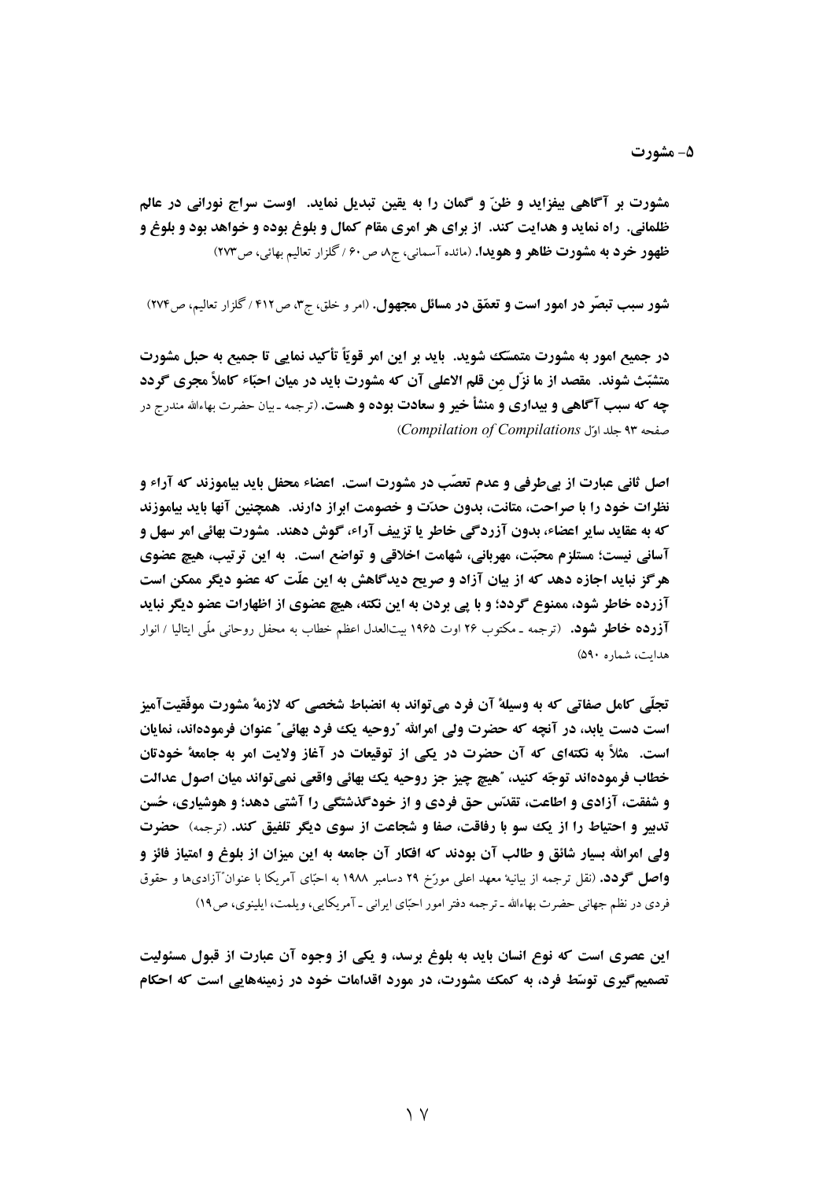## ۵- مشورت

**مشورت بر آگاهی بیفزاید و ظنّ و گمان را به یقین تبدیل نماید. اوست سراج نورانی در عالم ظلمانی. راه نماید و هدایت کند. از برای هر امری مقام کمال و بلوغ بوده و خواهد بود و بلوغ و ظهور خرد به مشورت ظاهر و هویدا.** (مائده آسمانی، ج۸، ص۶۰ / گلزار تعالیم بهائی، ص۲۷۳)

**شور سبب تبصّر در امور است و تعمّق در مسائل مجهول.** (امر و خلق، ج۳، ص۴۱۲ / گلزار تعالیم، ص۲۷۴)

**در جمیع امور به مشورت متمسّک شوید. باید بر این امر قویاً تأکید نمایی تا جمیع به حبل مشورت متشبّث شوند. مقصد از ما نزّل مِن قلم الاعلی آن که مشورت باید در میان احبّاء کاملاً مجری گردد چه که سبب آگاهی و بیداری و منشأ خیر و سعادت بوده و هست.** (ترجمه ـ بیان حضرت بهاءالله مندرج در صفحه ۹۳ جلد اوّل *Compilation of Compilations*)

**اصل ثانی عبارت از بی‌طرفی و عدم تعصّب در مشورت است. اعضاء محفل باید بیاموزند که آراء و نظرات خود را با صراحت، متانت، بدون حدّت و خصومت ابراز دارند. همچنین آنها باید بیاموزند که به عقاید سایر اعضاء، بدون آزردگی خاطر یا تزییف آراء، گوش دهند. مشورت بهائی امر سهل و آسانی نیست؛ مستلزم محبّت، مهربانی، شهامت اخلاقی و تواضع است. به این ترتیب، هیچ عضوی هرگز نباید اجازه دهد که از بیان آزاد و صریح دیدگاهش به این علّت که عضو دیگر ممکن است آزرده خاطر شود، ممنوع گردد؛ و با پی بردن به این نکته، هیچ عضوی از اظهارات عضو دیگر نباید آزرده خاطر شود.** (ترجمه ـ مکتوب ۲۶ اوت ۱۹۶۵ بیت‌العدل اعظم خطاب به محفل روحانی ملّی ایتالیا / انوار هدایت، شماره ۵۹۰)

**تجلّی کامل صفاتی که به وسیلهٔ آن فرد می‌تواند به انضباط شخصی که لازمهٔ مشورت موفّقیت‌آمیز است دست یابد، در آنچه که حضرت ولی امرالله "روحیه یک فرد بهائی" عنوان فرموده‌اند، نمایان است. مثلاً به نکته‌ای که آن حضرت در یکی از توقیعات در آغاز ولایت امر به جامعهٔ خودتان خطاب فرموده‌اند توجّه کنید، "هیچ چیز جز روحیه یک بهائی واقعی نمی‌تواند میان اصول عدالت و شفقت، آزادی و اطاعت، تقدّس حق فردی و از خودگذشتگی را آشتی دهد؛ و هوشیاری، حُسن تدبیر و احتیاط را از یک سو با رفاقت، صفا و شجاعت از سوی دیگر تلفیق کند.** (ترجمه) **حضرت ولی امرالله بسیار شائق و طالب آن بودند که افکار آن جامعه به این میزان از بلوغ و امتیاز فائز و واصل گردد.** (نقل ترجمه از بیانیهٔ معهد اعلی مورّخ ۲۹ دسامبر ۱۹۸۸ به احبّای آمریکا با عنوان "آزادی‌ها و حقوق فردی در نظم جهانی حضرت بهاءالله ـ ترجمه دفتر امور احبّای ایرانی ـ آمریکایی، ویلمت، ایلینوی، ص۱۹)

**این عصری است که نوع انسان باید به بلوغ برسد، و یکی از وجوه آن عبارت از قبول مسئولیت تصمیم‌گیری توسّط فرد، به کمک مشورت، در مورد اقدامات خود در زمینه‌هایی است که احکام**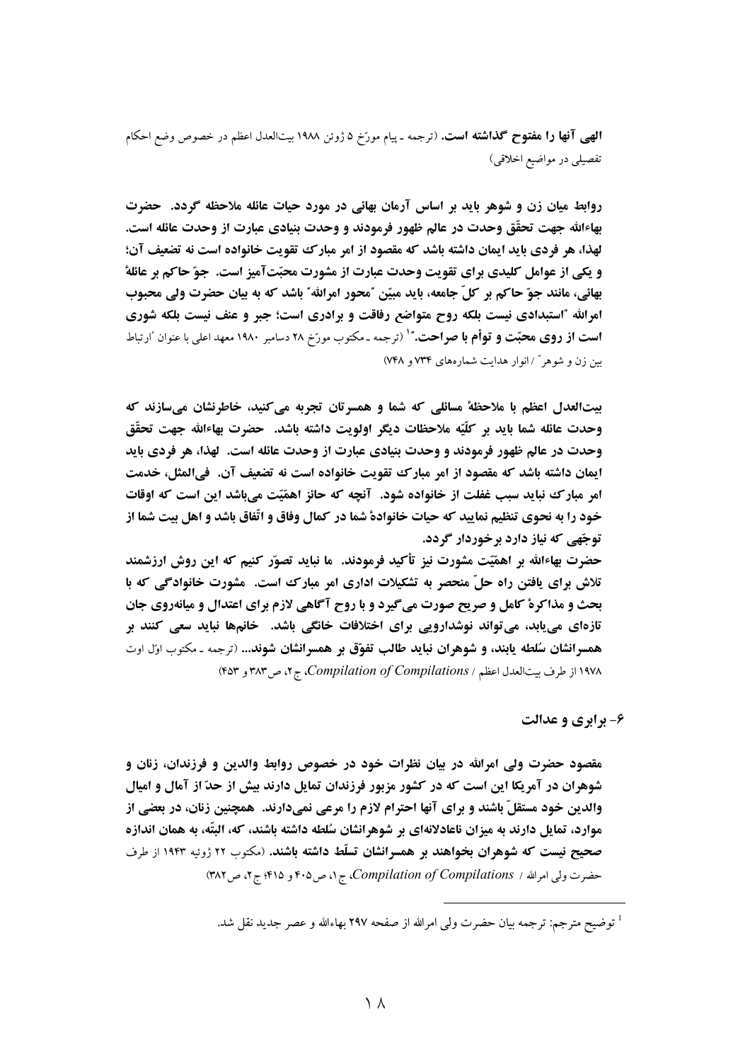**الهی آنها را مفتوح گذاشته است.** (ترجمه ـ پیام مورّخ ۵ ژوئن ۱۹۸۸ بیت‌العدل اعظم در خصوص وضع احکام تفصیلی در مواضیع اخلاقی)

**روابط میان زن و شوهر باید بر اساس آرمان بهائی در مورد حیات عائله ملاحظه گردد. حضرت بهاءالله جهت تحقّق وحدت در عالم ظهور فرمودند و وحدت بنیادی عبارت از وحدت عائله است. لهذا، هر فردی باید ایمان داشته باشد که مقصود از امر مبارک تقویت خانواده است نه تضعیف آن؛ و یکی از عوامل کلیدی برای تقویت وحدت عبارت از مشورت محبّت‌آمیز است. جوّ حاکم بر عائلهٔ بهائی، مانند جوّ حاکم بر کلّ جامعه، باید مبیّن "محور امرالله" باشد که به بیان حضرت ولی محبوب امرالله "استبدادی نیست بلکه روح متواضع رفاقت و برادری است؛ جبر و عنف نیست بلکه شوری است از روی محبّت و توأم با صراحت."**[1] (ترجمه ـ مکتوب مورّخ ۲۸ دسامبر ۱۹۸۰ معهد اعلی با عنوان "ارتباط بین زن و شوهر" / انوار هدایت شماره‌های ۷۳۴ و ۷۴۸)

**بیت‌العدل اعظم با ملاحظهٔ مسائلی که شما و همسرتان تجربه می‌کنید، خاطرنشان می‌سازند که وحدت عائله شما باید بر کلّیّه ملاحظات دیگر اولویت داشته باشد. حضرت بهاءالله جهت تحقّق وحدت در عالم ظهور فرمودند و وحدت بنیادی عبارت از وحدت عائله است. لهذا، هر فردی باید ایمان داشته باشد که مقصود از امر مبارک تقویت خانواده است نه تضعیف آن. فی‌المثل، خدمت امر مبارک نباید سبب غفلت از خانواده شود. آنچه که حائز اهمّیّت می‌باشد این است که اوقات خود را به نحوی تنظیم نمایید که حیات خانوادهٔ شما در کمال وفاق و اتّفاق باشد و اهل بیت شما از توجّهی که نیاز دارد برخوردار گردد.**

**حضرت بهاءالله بر اهمّیّت مشورت نیز تأکید فرمودند. ما نباید تصوّر کنیم که این روش ارزشمند تلاش برای یافتن راه حلّ منحصر به تشکیلات اداری امر مبارک است. مشورت خانوادگی که با بحث و مذاکرهٔ کامل و صریح صورت می‌گیرد و با روح آگاهی لازم برای اعتدال و میانه‌روی جان تازه‌ای می‌یابد، می‌تواند نوشدارویی برای اختلافات خانگی باشد. خانم‌ها نباید سعی کنند بر همسرانشان سُلطه یابند، و شوهران نباید طالب تفوّق بر همسرانشان شوند...** (ترجمه ـ مکتوب اوّل اوت ۱۹۷۸ از طرف بیت‌العدل اعظم / *Compilation of Compilations*، ج ۲، ص ۳۸۳ و ۴۵۳)

## ۶- برابری و عدالت

**مقصود حضرت ولی امرالله در بیان نظرات خود در خصوص روابط والدین و فرزندان، زنان و شوهران در آمریکا این است که در کشور مزبور فرزندان تمایل دارند بیش از حدّ از آمال و امیال والدین خود مستقلّ باشند و برای آنها احترام لازم را مرعی نمی‌دارند. همچنین زنان، در بعضی از موارد، تمایل دارند به میزان ناعادلانه‌ای بر شوهرانشان سُلطه داشته باشند، که، البتّه، به همان اندازه صحیح نیست که شوهران بخواهند بر همسرانشان تسلّط داشته باشند.** (مکتوب ۲۲ ژوئیه ۱۹۴۳ از طرف حضرت ولی امرالله / *Compilation of Compilations*، ج ۱، ص ۴۰۵ و ۴۱۵؛ ج ۲، ص ۳۸۲)

---

[1] توضیح مترجم: ترجمه بیان حضرت ولی امرالله از صفحه ۲۹۷ بهاءالله و عصر جدید نقل شد.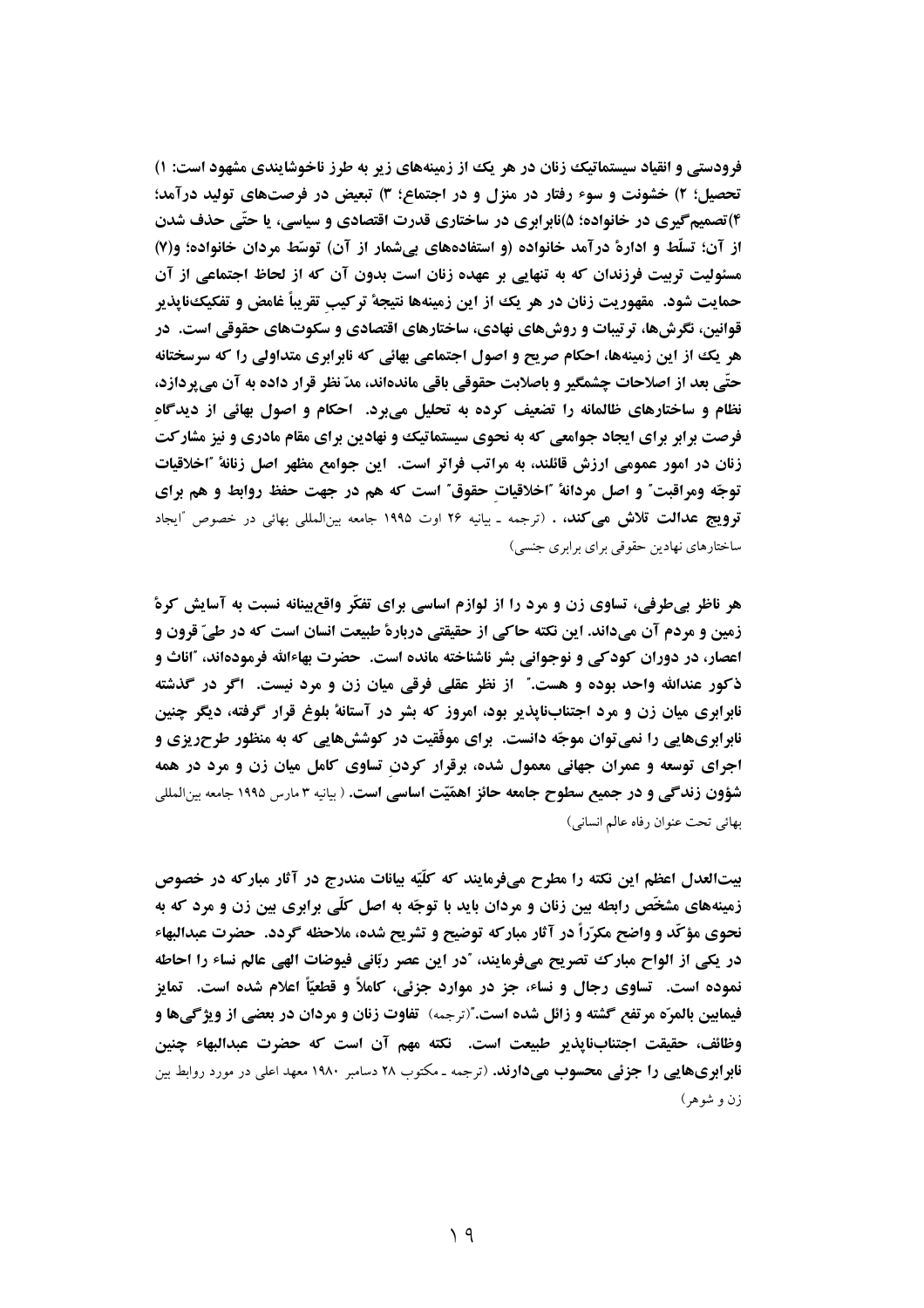**فرودستی و انقیاد سیستماتیک زنان در هر یک از زمینه‌های زیر به طرز ناخوشایندی مشهود است: ۱) تحصیل؛ ۲) خشونت و سوء رفتار در منزل و در اجتماع؛ ۳) تبعیض در فرصت‌های تولید درآمد؛ ۴)تصمیم‌گیری در خانواده؛ ۵)نابرابری در ساختاری قدرت اقتصادی و سیاسی، یا حتّی حذف شدن از آن؛ تسلّط و ادارهٔ درآمد خانواده (و استفاده‌های بی‌شمار از آن) توسّط مردان خانواده؛ و(۷) مسئولیت تربیت فرزندان که به تنهایی بر عهده زنان است بدون آن که از لحاظ اجتماعی از آن حمایت شود. مقهوریت زنان در هر یک از این زمینه‌ها نتیجهٔ ترکیبِ تقریباً غامض و تفکیک‌ناپذیر قوانین، نگرش‌ها، ترتیبات و روش‌های نهادی، ساختارهای اقتصادی و سکوت‌های حقوقی است. در هر یک از این زمینه‌ها، احکام صریح و اصول اجتماعی بهائی که نابرابری متداولی را که سرسختانه حتّی بعد از اصلاحات چشمگیر و باصلابت حقوقی باقی مانده‌اند، مدّ نظر قرار داده به آن می‌پردازد، نظام و ساختارهای ظالمانه را تضعیف کرده به تحلیل می‌برد. احکام و اصول بهائی از دیدگاهِ فرصت برابر برای ایجاد جوامعی که به نحوی سیستماتیک و نهادین برای مقام مادری و نیز مشارکت زنان در امور عمومی ارزش قائلند، به مراتب فراتر است. این جوامع مظهر اصل زنانهٔ "اخلاقیات توجّه ومراقبت" و اصل مردانهٔ "اخلاقیاتِ حقوق" است که هم در جهت حفظ روابط و هم برای ترویج عدالت تلاش می‌کند،** . (ترجمه ـ بیانیه ۲۶ اوت ۱۹۹۵ جامعه بین‌المللی بهائی در خصوص "ایجاد ساختارهای نهادین حقوقی برای برابری جنسی)

**هر ناظر بی‌طرفی، تساوی زن و مرد را از لوازم اساسی برای تفکّر واقع‌بینانه نسبت به آسایش کرهٔ زمین و مردم آن می‌داند. این نکته حاکی از حقیقتی دربارهٔ طبیعت انسان است که در طیّ قرون و اعصار، در دوران کودکی و نوجوانی بشر ناشناخته مانده است. حضرت بهاءالله فرموده‌اند، "اناث و ذکور عندالله واحد بوده و هست." از نظر عقلی فرقی میان زن و مرد نیست. اگر در گذشته نابرابری میان زن و مرد اجتناب‌ناپذیر بود، امروز که بشر در آستانهٔ بلوغ قرار گرفته، دیگر چنین نابرابری‌هایی را نمی‌توان موجّه دانست. برای موفّقیت در کوشش‌هایی که به منظور طرح‌ریزی و اجرای توسعه و عمران جهانی معمول شده، برقرار کردنِ تساوی کامل میان زن و مرد در همه شؤون زندگی و در جمیع سطوح جامعه حائز اهمّیّت اساسی است.** ( بیانیه ۳ مارس ۱۹۹۵ جامعه بین‌المللی بهائی تحت عنوان رفاه عالم انسانی)

**بیت‌العدل اعظم این نکته را مطرح می‌فرمایند که کلّیّه بیانات مندرج در آثار مبارکه در خصوص زمینه‌های مشخّص رابطه بین زنان و مردان باید با توجّه به اصل کلّی برابری بین زن و مرد که به نحوی مؤکّد و واضح مکرّراً در آثار مبارکه توضیح و تشریح شده، ملاحظه گردد. حضرت عبدالبهاء در یکی از الواح مبارک تصریح می‌فرمایند، "در این عصر ربّانی فیوضات الهی عالم نساء را احاطه نموده است. تساوی رجال و نساء، جز در موارد جزئی، کاملاً و قطعیّاً اعلام شده است. تمایز فیمابین بالمرّه مرتفع گشته و زائل شده است."**(ترجمه) **تفاوت زنان و مردان در بعضی از ویژگی‌ها و وظائف، حقیقت اجتناب‌ناپذیر طبیعت است. نکته مهم آن است که حضرت عبدالبهاء چنین نابرابری‌هایی را جزئی محسوب می‌دارند.** (ترجمه ـ مکتوب ۲۸ دسامبر ۱۹۸۰ معهد اعلی در مورد روابط بین زن و شوهر)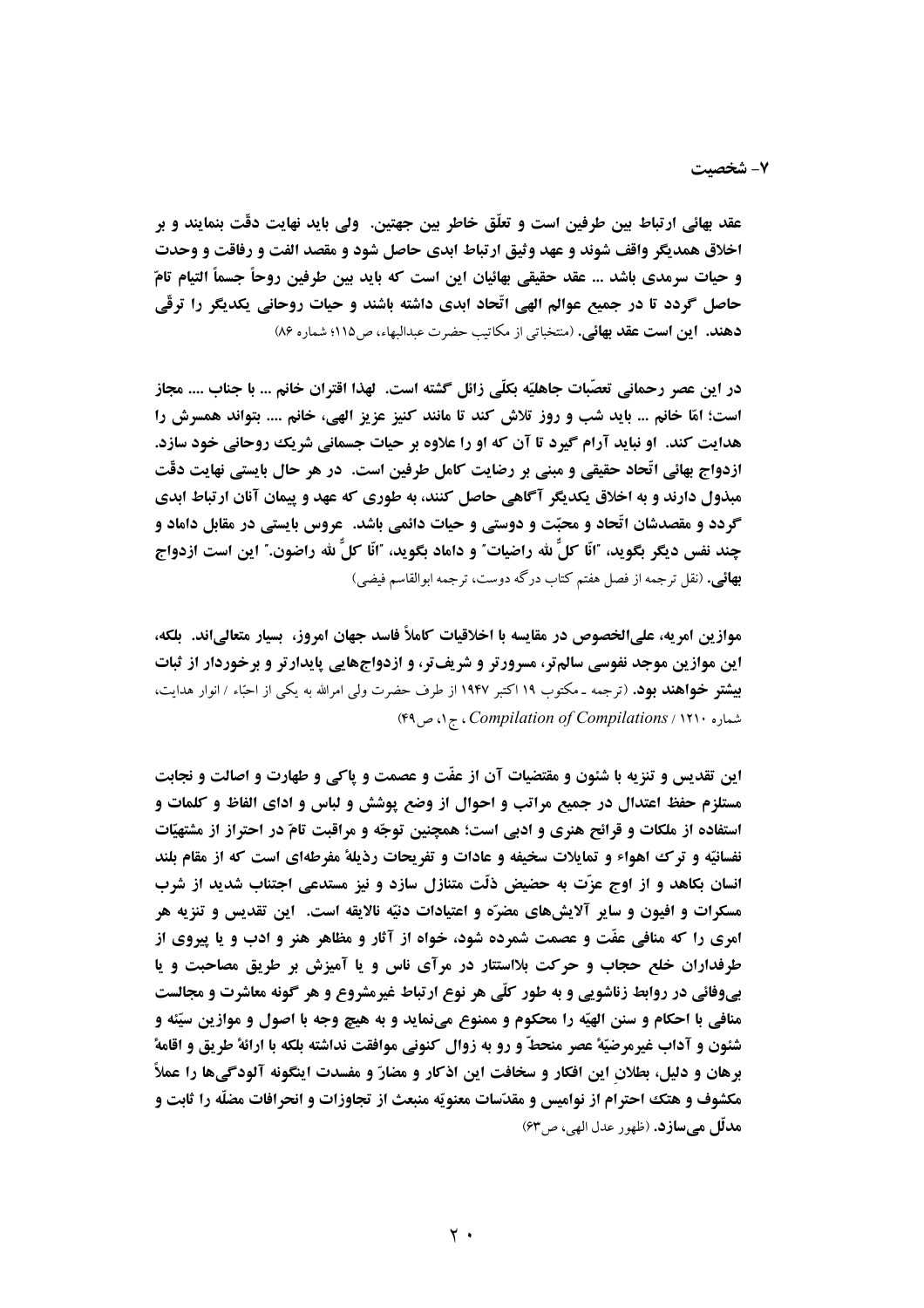## ۷- شخصیت

**عقد بهائی ارتباط بین طرفین است و تعلّق خاطر بین جهتین. ولی باید نهایت دقّت بنمایند و بر اخلاق همدیگر واقف شوند و عهد وثیق ارتباط ابدی حاصل شود و مقصد الفت و رفاقت و وحدت و حیات سرمدی باشد ... عقد حقیقی بهائیان این است که باید بین طرفین روحاً جسماً التیام تامّ حاصل گردد تا در جمیع عوالم الهی اتّحاد ابدی داشته باشند و حیات روحانی یکدیگر را ترقّی دهند. این است عقد بهائی.** (منتخباتی از مکاتیب حضرت عبدالبهاء، ص۱۱۵؛ شماره ۸۶)

**در این عصر رحمانی تعصّبات جاهلیّه بکلّی زائل گشته است. لهذا اقتران خانم ... با جناب .... مجاز است؛ امّا خانم ... باید شب و روز تلاش کند تا مانند کنیز عزیز الهی، خانم .... بتواند همسرش را هدایت کند. او نباید آرام گیرد تا آن که او را علاوه بر حیات جسمانی شریک روحانی خود سازد. ازدواج بهائی اتّحاد حقیقی و مبنی بر رضایت کامل طرفین است. در هر حال بایستی نهایت دقّت مبذول دارند و به اخلاق یکدیگر آگاهی حاصل کنند، به طوری که عهد و پیمان آنان ارتباط ابدی گردد و مقصدشان اتّحاد و محبّت و دوستی و حیات دائمی باشد. عروس بایستی در مقابل داماد و چند نفس دیگر بگوید، "انّا کلٌّ لله راضیات" و داماد بگوید، "انّا کلٌّ لله راضون." این است ازدواج بهائی.** (نقل ترجمه از فصل هفتم کتاب درگه دوست، ترجمه ابوالقاسم فیضی)

**موازین امریه، علی‌الخصوص در مقایسه با اخلاقیات کاملاً فاسد جهان امروز، بسیار متعالی‌اند. بلکه، این موازین موجد نفوسی سالم‌تر، مسرورتر و شریف‌تر، و ازدواج‌هایی پایدارتر و برخوردار از ثبات بیشتر خواهند بود.** (ترجمه ـ مکتوب ۱۹ اکتبر ۱۹۴۷ از طرف حضرت ولی امرالله به یکی از احبّاء / انوار هدایت، شماره ۱۲۱۰ / *Compilation of Compilations*، ج۱، ص۴۹)

**این تقدیس و تنزیه با شئون و مقتضیات آن از عفّت و عصمت و پاکی و طهارت و اصالت و نجابت مستلزم حفظ اعتدال در جمیع مراتب و احوال از وضع پوشش و لباس و ادای الفاظ و کلمات و استفاده از ملکات و قرائح هنری و ادبی است؛ همچنین توجّه و مراقبت تامّ در احتراز از مشتهیّات نفسانیّه و ترک اهواء و تمایلات سخیفه و عادات و تفریحات رذیلهٔ مفرطه‌ای است که از مقام بلند انسان بکاهد و از اوج عزّت به حضیض ذلّت متنازل سازد و نیز مستدعی اجتناب شدید از شرب مسکرات و افیون و سایر آلایش‌های مضرّه و اعتیادات دنیّه نالایقه است. این تقدیس و تنزیه هر امری را که منافی عفّت و عصمت شمرده شود، خواه از آثار و مظاهر هنر و ادب و یا پیروی از طرفداران خلع حجاب و حرکت بلااستتار در مرآی ناس و یا آمیزش بر طریق مصاحبت و یا بی‌وفائی در روابط زناشویی و به طور کلّی هر نوع ارتباط غیرمشروع و هر گونه معاشرت و مجالست منافی با احکام و سنن الهیّه را محکوم و ممنوع می‌نماید و به هیچ وجه با اصول و موازین سیّئه و شئون و آداب غیرمرضیّهٔ عصر منحطّ و رو به زوال کنونی موافقت نداشته بلکه با ارائهٔ طریق و اقامهٔ برهان و دلیل، بطلانِ این افکار و سخافت این اذکار و مضارّ و مفسدت اینگونه آلودگی‌ها را عملاً مکشوف و هتک احترام از نوامیس و مقدّسات معنویّه منبعث از تجاوزات و انحرافات مضلّه را ثابت و مدلّل می‌سازد.** (ظهور عدل الهی، ص۶۳)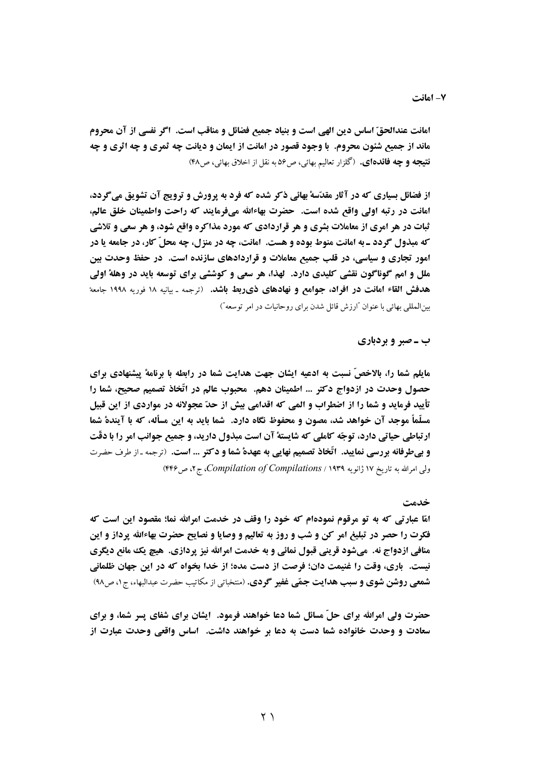## ۷- امانت

**امانت عندالحقّ اساس دین الهی است و بنیاد جمیع فضائل و مناقب است. اگر نفسی از آن محروم ماند از جمیع شئون محروم. با وجود قصور در امانت از ایمان و دیانت چه ثمری و چه اثری و چه نتیجه و چه فائده‌ای.** (گلزار تعالیم بهائی، ص۵۶ به نقل از اخلاق بهائی، ص۴۸)

**از فضائل بسیاری که در آثار مقدّسهٔ بهائی ذکر شده که فرد به پرورش و ترویج آن تشویق می‌گردد، امانت در رتبه اولی واقع شده است. حضرت بهاءالله می‌فرمایند که راحت واطمینان خلق عالم، ثبات در هر امری از معاملات بشری و هر قراردادی که مورد مذاکره واقع شود، و هر سعی و تلاشی که مبذول گردد ـ به امانت منوط بوده و هست. امانت، چه در منزل، چه محلّ کار، در جامعه یا در امور تجاری و سیاسی، در قلب جمیع معاملات و قراردادهای سازنده است. در حفظ وحدت بین ملل و امم گوناگون نقشی کلیدی دارد. لهذا، هر سعی و کوششی برای توسعه باید در وهلهٔ اولی هدفش القاء امانت در افراد، جوامع و نهادهای ذی‌ربط باشد.** (ترجمه ـ بیانیه ۱۸ فوریه ۱۹۹۸ جامعهٔ بین‌المللی بهائی با عنوان "ارزش قائل شدن برای روحانیات در امر توسعه")

### ب ـ صبر و بردباری

**مایلم شما را، بالاخصّ نسبت به ادعیه ایشان جهت هدایت شما در رابطه با برنامهٔ پیشنهادی برای حصول وحدت در ازدواج دکتر ... اطمینان دهم. محبوب عالم در اتّخاذ تصمیم صحیح، شما را تأیید فرماید و شما را از اضطراب و المی که اقدامی بیش از حدّ عجولانه در مواردی از این قبیل مسلّماً موجد آن خواهد شد، مصون و محفوظ نگاه دارد. شما باید به این مسأله، که با آیندهٔ شما ارتباطی حیاتی دارد، توجّه کاملی که شایستهٔ آن است مبذول دارید، و جمیع جوانب امر را با دقّت و بی‌طرفانه بررسی نمایید. اتّخاذ تصمیم نهایی به عهدهٔ شما و دکتر ... است.** (ترجمه ـ از طرف حضرت ولی امرالله به تاریخ ۱۷ ژانویه ۱۹۳۹ / *Compilation of Compilations*، ج۲، ص۴۴۶)

### خدمت

**امّا عبارتی که به تو مرقوم نموده‌ام که خود را وقف در خدمت امرالله نما؛ مقصود این است که فکرت را حصر در تبلیغ امر کن و شب و روز به تعالیم و وصایا و نصایح حضرت بهاءالله پرداز و این منافی ازدواج نه. می‌شود قرینی قبول نمائی و به خدمت امرالله نیز پردازی. هیچ یک مانع دیگری نیست. باری، وقت را غنیمت دان؛ فرصت از دست مده؛ از خدا بخواه که در این جهان ظلمانی شمعی روشن شوی و سبب هدایت جمّی غفیر گردی.** (منتخباتی از مکاتیب حضرت عبدالبهاء، ج۱، ص۹۸)

**حضرت ولی امرالله برای حلّ مسائل شما دعا خواهند فرمود. ایشان برای شفای پسر شما، و برای سعادت و وحدت خانواده شما دست به دعا بر خواهند داشت. اساس واقعی وحدت عبارت از**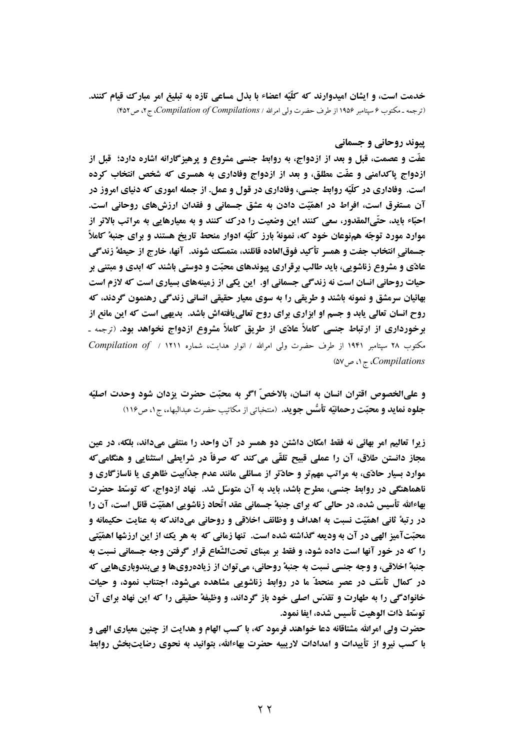**خدمت است، و ایشان امیدوارند که کلّیّه اعضاء با بذل مساعی تازه به تبلیغ امر مبارک قیام کنند.**
(ترجمه ـ مکتوب ۶ سپتامبر ۱۹۵۶ از طرف حضرت ولی امرالله / *Compilation of Compilations*، ج۲، ص۴۵۲)

### پیوند روحانی و جسمانی

**عفّت و عصمت، قبل و بعد از ازدواج، به روابط جنسی مشروع و پرهیزگارانه اشاره دارد؛ قبل از ازدواج پاکدامنی و عفّت مطلق، و بعد از ازدواج وفاداری به همسری که شخص انتخاب کرده است. وفاداری در کلّیّه روابط جنسی، وفاداری در قول و عمل. از جمله اموری که دنیای امروز در آن مستغرق است، افراط در اهمّیّت دادن به عشق جسمانی و فقدان ارزش‌های روحانی است. احبّاء باید، حتّی‌المقدور، سعی کنند این وضعیت را درک کنند و به معیارهایی به مراتب بالاتر از موارد مورد توجّه هم‌نوعان خود که، نمونهٔ بارز کلّیّه ادوار منحط تاریخ هستند و برای جنبهٔ کاملاً جسمانی انتخاب جفت و همسر تأکید فوق‌العاده قائلند، متمسّک شوند. آنها، خارج از حیطهٔ زندگی عادّی و مشروع زناشویی، باید طالب برقراری پیوندهای محبّت و دوستی باشند که ابدی و مبتنی بر حیات روحانی انسان است نه زندگی جسمانی او. این یکی از زمینه‌های بسیاری است که لازم است بهائیان سرمشق و نمونه باشند و طریقی را به سوی معیار حقیقی انسانی زندگی رهنمون گردند، که روح انسان تعالی یابد و جسم او ابزاری برای روح تعالی‌یافته‌اش باشد. بدیهی است که این مانع از برخورداری از ارتباط جنسی کاملاً عادّی از طریق کاملاً مشروع ازدواج نخواهد بود.** (ترجمه ـ مکتوب ۲۸ سپتامبر ۱۹۴۱ از طرف حضرت ولی امرالله / انوار هدایت، شماره ۱۲۱۱ / *Compilation of Compilations*، ج۱، ص۵۷)

**و علی‌الخصوص اقتران انسان به انسان، بالاخصّ اگر به محبّت حضرت یزدان شود وحدت اصلیّه جلوه نماید و محبّت رحمانیّه تأسّس جوید.** (منتخباتی از مکاتیب حضرت عبدالبهاء، ج۱، ص۱۱۶)

**زیرا تعالیم امر بهائی نه فقط امکان داشتن دو همسر در آن واحد را منتفی می‌داند، بلکه، در عین مجاز دانستن طلاق، آن را عملی قبیح تلقّی می‌کند که صرفاً در شرایطی استثنایی و هنگامی‌که موارد بسیار حادّی، به مراتب مهم‌تر و حادّتر از مسائلی مانند عدم جذّابیت ظاهری یا ناسازگاری و ناهماهنگی در روابط جنسی، مطرح باشد، باید به آن متوسّل شد. نهاد ازدواج، که توسّط حضرت بهاءالله تأسیس شده، در حالی که برای جنبهٔ جسمانی عقد اتّحاد زناشویی اهمّیّت قائل است، آن را در رتبهٔ ثانی اهمّیّت نسبت به اهداف و وظائف اخلاقی و روحانی می‌داندکه به عنایت حکیمانه و محبّت‌آمیز الهی در آن به ودیعه گذاشته شده است. تنها زمانی که به هر یک از این ارزشها اهمّیّتی را که در خور آنها است داده شود، و فقط بر مبنای تحت‌الشّعاع قرار گرفتن وجه جسمانی نسبت به جنبهٔ اخلاقی، و وجه جنسی نسبت به جنبهٔ روحانی، می‌توان از زیاده‌روی‌ها و بی‌بندوباری‌هایی که در کمال تأسّف در عصر منحطّ ما در روابط زناشویی مشاهده می‌شود، اجتناب نمود، و حیات خانوادگی را به طهارت و تقدّس اصلی خود باز گرداند، و وظیفهٔ حقیقی را که این نهاد برای آن توسّط ذات الوهیت تأسیس شده، ایفا نمود.**

**حضرت ولی امرالله مشتاقانه دعا خواهند فرمود که، با کسب الهام و هدایت از چنین معیاری الهی و با کسب نیرو از تأییدات و امدادات لاریبیه حضرت بهاءالله، بتوانید به نحوی رضایت‌بخش روابط**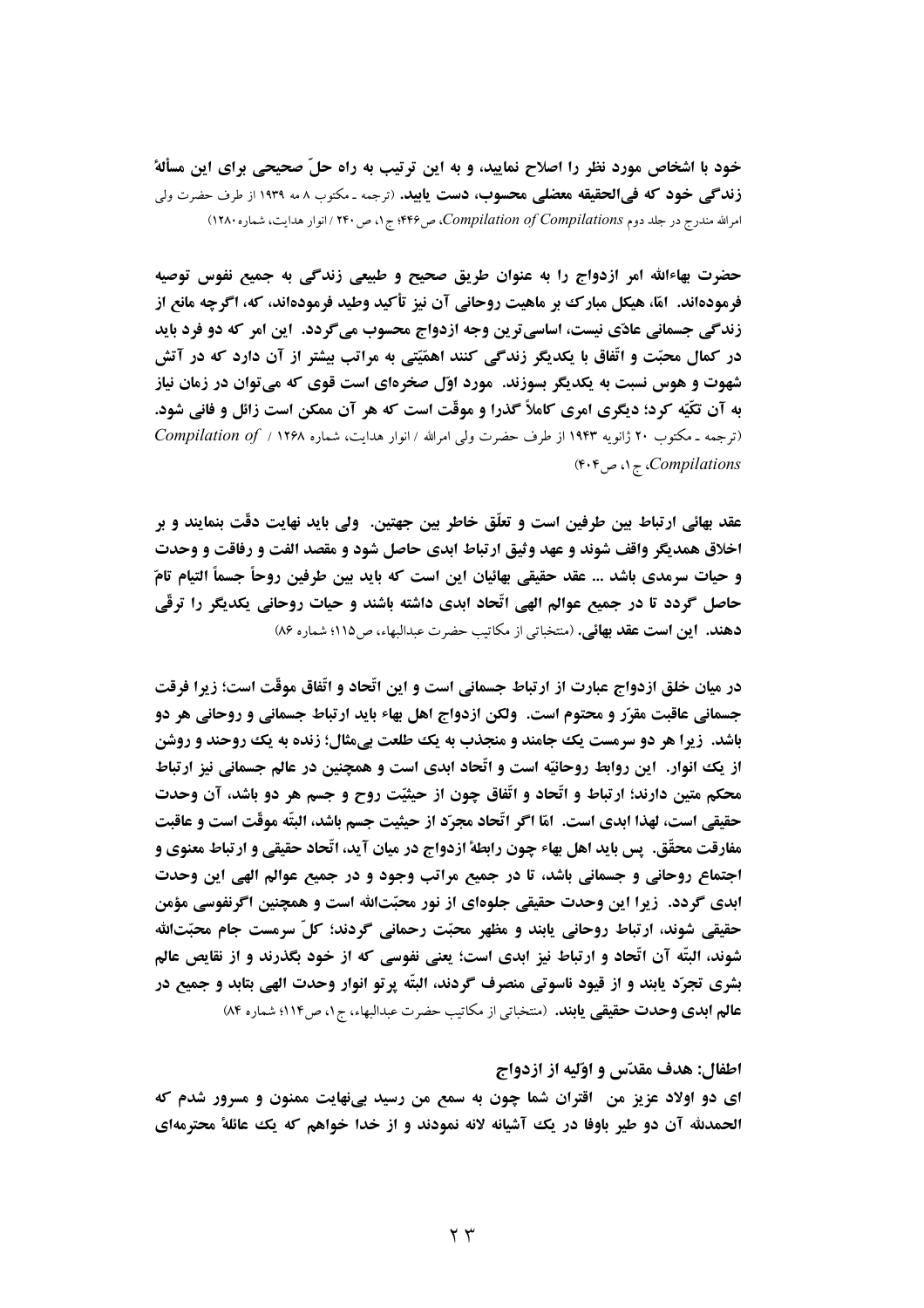**خود با اشخاص مورد نظر را اصلاح نمایید، و به این ترتیب به راه حلّ صحیحی برای این مسألهٔ زندگی خود که فی‌الحقیقه معضلی محسوب، دست یابید.** (ترجمه ـ مکتوب ۸ مه ۱۹۳۹ از طرف حضرت ولی امرالله مندرج در جلد دوم *Compilation of Compilations*، ص۴۴۶؛ ج۱، ص ۲۴۰ / انوار هدایت، شماره ۱۲۸۰)

**حضرت بهاءالله امر ازدواج را به عنوان طریق صحیح و طبیعی زندگی به جمیع نفوس توصیه فرموده‌اند. امّا، هیکل مبارک بر ماهیت روحانی آن نیز تأکید وطید فرموده‌اند، که، اگرچه مانع از زندگی جسمانی عادّی نیست، اساسی‌ترین وجه ازدواج محسوب می‌گردد. این امر که دو فرد باید در کمال محبّت و اتّفاق با یکدیگر زندگی کنند اهمّیّتی به مراتب بیشتر از آن دارد که در آتش شهوت و هوس نسبت به یکدیگر بسوزند. مورد اوّل صخره‌ای است قوی که می‌توان در زمان نیاز به آن تکّیه کرد؛ دیگری امری کاملاً گذرا و موقّت است که هر آن ممکن است زائل و فانی شود.** (ترجمه ـ مکتوب ۲۰ ژانویه ۱۹۴۳ از طرف حضرت ولی امرالله / انوار هدایت، شماره ۱۲۶۸ / *Compilation of Compilations*، ج۱، ص۴۰۴)

**عقد بهائی ارتباط بین طرفین است و تعلّق خاطر بین جهتین. ولی باید نهایت دقّت بنمایند و بر اخلاق همدیگر واقف شوند و عهد وثیق ارتباط ابدی حاصل شود و مقصد الفت و رفاقت و وحدت و حیات سرمدی باشد ... عقد حقیقی بهائیان این است که باید بین طرفین روحاً جسماً التیام تامّ حاصل گردد تا در جمیع عوالم الهی اتّحاد ابدی داشته باشند و حیات روحانی یکدیگر را ترقّی دهند. این است عقد بهائی.** (منتخباتی از مکاتیب حضرت عبدالبهاء، ص۱۱۵؛ شماره ۸۶)

**در میان خلق ازدواج عبارت از ارتباط جسمانی است و این اتّحاد و اتّفاق موقّت است؛ زیرا فرقت جسمانی عاقبت مقرّر و محتوم است. ولکن ازدواج اهل بهاء باید ارتباط جسمانی و روحانی هر دو باشد. زیرا هر دو سرمست یک جام‌اند و منجذب به یک طلعت بی‌مثال؛ زنده به یک روحند و روشن از یک انوار. این روابط روحانیّه است و اتّحاد ابدی است و همچنین در عالم جسمانی نیز ارتباط محکم متین دارند؛ ارتباط و اتّحاد و اتّفاق چون از حیثیّت روح و جسم هر دو باشد، آن وحدت حقیقی است، لهذا ابدی است. امّا اگر اتّحاد مجرّد از حیثیت جسم باشد، البتّه موقّت است و عاقبت مفارقت محقّق. پس باید اهل بهاء چون رابطهٔ ازدواج در میان آید، اتّحاد حقیقی و ارتباط معنوی و اجتماع روحانی و جسمانی باشد، تا در جمیع مراتب وجود و در جمیع عوالم الهی این وحدت ابدی گردد. زیرا این وحدت حقیقی جلوه‌ای از نور محبّت‌الله است و همچنین اگرنفوسی مؤمن حقیقی شوند، ارتباط روحانی یابند و مظهر محبّت رحمانی گردند؛ کلّ سرمست جام محبّت‌الله شوند، البتّه آن اتّحاد و ارتباط نیز ابدی است؛ یعنی نفوسی که از خود بگذرند و از نقایص عالم بشری تجرّد یابند و از قیود ناسوتی منصرف گردند، البتّه پرتو انوار وحدت الهی بتابد و جمیع در عالم ابدی وحدت حقیقی یابند.** (منتخباتی از مکاتیب حضرت عبدالبهاء، ج۱، ص۱۱۴؛ شماره ۸۴)

## اطفال: هدف مقدّس و اوّلیه از ازدواج

**ای دو اولاد عزیز من اقتران شما چون به سمع من رسید بی‌نهایت ممنون و مسرور شدم که الحمدلله آن دو طیر باوفا در یک آشیانه لانه نمودند و از خدا خواهم که یک عائلهٔ محترمه‌ای**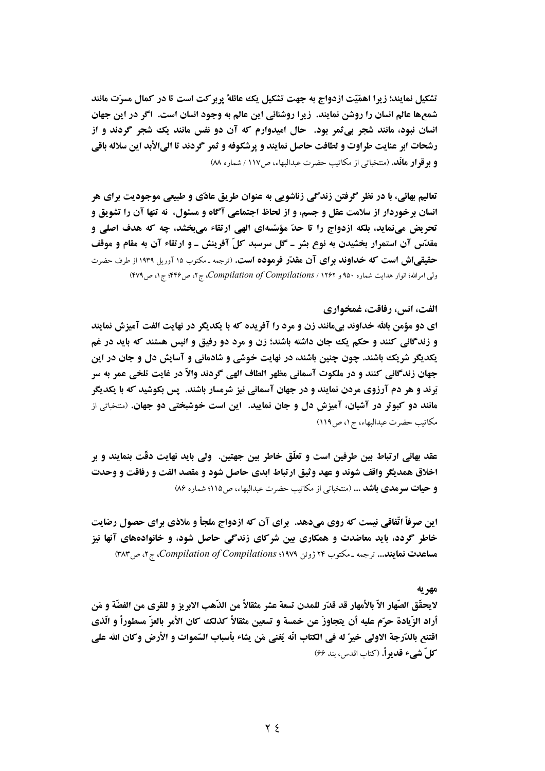**تشکیل نمایند؛ زیرا اهمّیّت ازدواج به جهت تشکیل یک عائلهٔ پربرکت است تا در کمال مسرّت مانند شمع‌ها عالم انسان را روشن نمایند. زیرا روشنائی این عالم به وجود انسان است. اگر در این جهان انسان نبود، مانند شجر بی‌ثمر بود. حال امیدوارم که آن دو نفس مانند یک شجر گردند و از رشحات ابر عنایت طراوت و لطافت حاصل نمایند و پرشکوفه و ثمر گردند تا الی‌الأبد این سلاله باقی و برقرار ماند.** (منتخباتی از مکاتیب حضرت عبدالبهاء، ص۱۱۷ / شماره ۸۸)

**تعالیم بهائی، با در نظر گرفتن زندگی زناشویی به عنوان طریق عادّی و طبیعی موجودیت برای هر انسان برخوردار از سلامت عقل و جسم، و از لحاظ اجتماعی آگاه و مسئول، نه تنها آن را تشویق و تحریض می‌نماید، بلکه ازدواج را تا حدّ مؤسّسه‌ای الهی ارتقاء می‌بخشد، چه که هدف اصلی و مقدّس آن استمرار بخشیدن به نوع بشر ـ گل سرسبد کلّ آفرینش ـ و ارتقاء آن به مقام و موقف حقیقی‌اش است که خداوند برای آن مقدّر فرموده است.** (ترجمه ـ مکتوب ۱۵ آوریل ۱۹۳۹ از طرف حضرت ولی امرالله؛ انوار هدایت شماره ۹۵۰ و ۱۲۶۲ / *Compilation of Compilations*، ج۲، ص۴۴۶؛ ج۱، ص۴۷۹)

### الفت، انس، رفاقت، غمخواری

**ای دو مؤمن بالله خداوند بی‌مانند زن و مرد را آفریده که با یکدیگر در نهایت الفت آمیزش نمایند و زندگانی کنند و حکم یک جان داشته باشند؛ زن و مرد دو رفیق و انیس هستند که باید در غم یکدیگر شریک باشند. چون چنین باشند، در نهایت خوشی و شادمانی و آسایش دل و جان در این جهان زندگانی کنند و در ملکوت آسمانی مظهر الطاف الهی گردند والاّ در غایت تلخی عمر به سر بَرند و هر دم آرزوی مردن نمایند و در جهان آسمانی نیز شرمسار باشند. پس بکوشید که با یکدیگر مانند دو کبوتر در آشیان، آمیزشِ دل و جان نمایید. این است خوشبختی دو جهان.** (منتخباتی از مکاتیب حضرت عبدالبهاء، ج۱، ص۱۱۹)

**عقد بهائی ارتباط بین طرفین است و تعلّق خاطر بین جهتین. ولی باید نهایت دقّت بنمایند و بر اخلاق همدیگر واقف شوند و عهد وثیق ارتباط ابدی حاصل شود و مقصد الفت و رفاقت و وحدت و حیات سرمدی باشد ...** (منتخباتی از مکاتیب حضرت عبدالبهاء، ص۱۱۵؛ شماره ۸۶)

**این صرفاً اتّفاقی نیست که روی می‌دهد. برای آن که ازدواج ملجأ و ملاذی برای حصول رضایت خاطر گردد، باید معاضدت و همکاری بین شرکای زندگی حاصل شود، و خانواده‌های آنها نیز مساعدت نمایند...** ترجمه ـ مکتوب ۲۴ ژوئن ۱۹۷۹؛ *Compilation of Compilations*، ج۲، ص۳۸۳)

### مهریه

**لایحقّق الصّهار الاّ بالأمهار قد قدّر للمدن تسعة عشر مثقالاً من الذّهب الابریز و للقری من الفضّة و مَن أراد الزّیادة حرّم علیه أن یتجاوزَ عن خمسة و تسعین مثقالاً کذلک کان الأمر بالعزّ مسطوراً و الّذی اقتنع بالدّرجة الاولی خیرٌ له فی الکتاب انّه یُغنی مَن یشاء بأسباب السّموات و الأرض وکان الله علی کلّ شیء قدیراً.** (کتاب اقدس، بند ۶۶)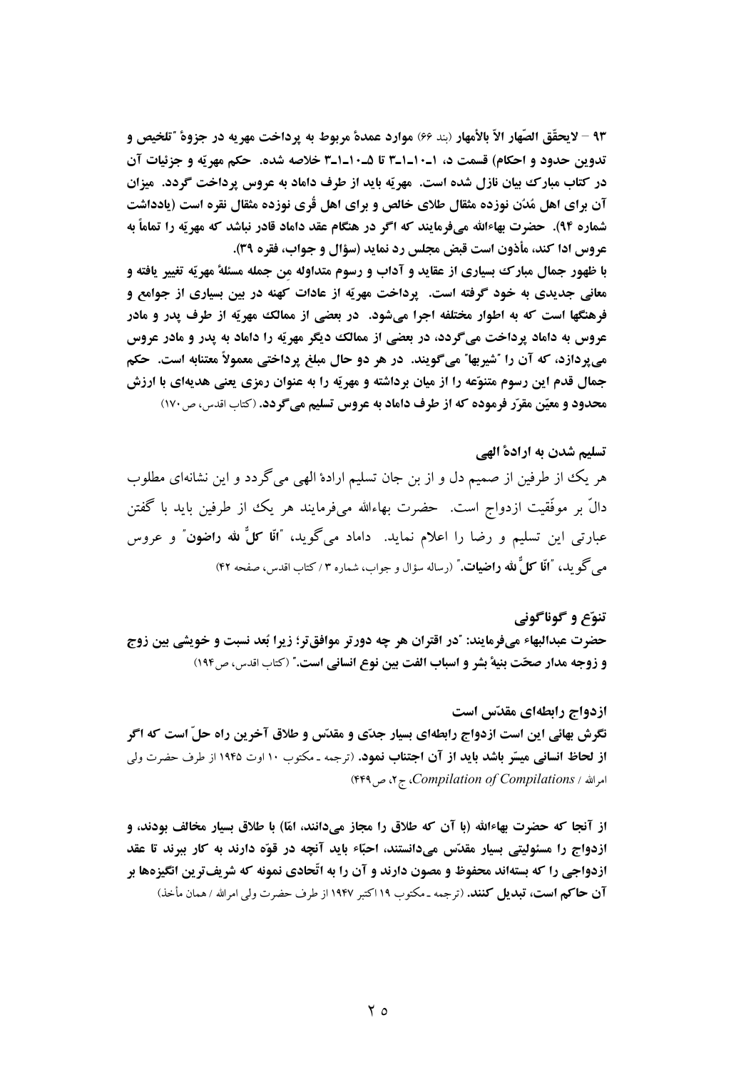**۹۳ – لایحقّق الصّهار الاّ بالأمهار** (بند ۶۶) **موارد عمدهٔ مربوط به پرداخت مهریه در جزوهٔ "تلخیص و تدوین حدود و احکام" قسمت د، ۱ـ۱۰ـ۱ـ۳ تا ۵ـ۱۰ـ۱ـ۳ خلاصه شده. حکم مهریّه و جزئیات آن در کتاب مبارک بیان نازل شده است. مهریّه باید از طرف داماد به عروس پرداخت گردد. میزان آن برای اهل مُدُن نوزده مثقال طلای خالص و برای اهل قُری نوزده مثقال نقره است (یادداشت شماره ۹۴). حضرت بهاءالله می‌فرمایند که اگر در هنگام عقد داماد قادر نباشد که مهریّه را تماماً به عروس ادا کند، مأذون است قبض مجلس رد نماید (سؤال و جواب، فقره ۳۹).**

**با ظهور جمال مبارک بسیاری از عقاید و آداب و رسوم متداوله مِن جمله مسئلهٔ مهریّه تغییر یافته و معانی جدیدی به خود گرفته است. پرداخت مهریّه از عادات کهنه در بین بسیاری از جوامع و فرهنگها است که به اطوار مختلفه اجرا می‌شود. در بعضی از ممالک مهریّه از طرف پدر و مادر عروس به داماد پرداخت می‌گردد، در بعضی از ممالک دیگر مهریّه را داماد به پدر و مادر عروس می‌پردازد، که آن را "شیربها" می‌گویند. در هر دو حال مبلغ پرداختی معمولاً معتنابه است. حکم جمال قدم این رسوم متنوّعه را از میان برداشته و مهریّه را به عنوان رمزی یعنی هدیه‌ای با ارزش محدود و معیّن مقرّر فرموده که از طرف داماد به عروس تسلیم می‌گردد.** (کتاب اقدس، ص ۱۷۰)

### تسلیم شدن به ارادهٔ الهی

هر یک از طرفین از صمیم دل و از بن جان تسلیم ارادهٔ الهی می‌گردد و این نشانه‌ای مطلوب دالّ بر موفّقیت ازدواج است. حضرت بهاءالله می‌فرمایند هر یک از طرفین باید با گفتن عبارتی این تسلیم و رضا را اعلام نماید. داماد می‌گوید، "**انّا کلٌّ لله راضون**" و عروس می‌گوید، "**انّا کلٌّ لله راضیات.**" (رساله سؤال و جواب، شماره ۳ / کتاب اقدس، صفحه ۴۲)

### تنوّع و گوناگونی

**حضرت عبدالبهاء می‌فرمایند: "در اقتران هر چه دورتر موافق‌تر؛ زیرا بُعد نسبت و خویشی بین زوج و زوجه مدار صحّت بنیهٔ بشر و اسباب الفت بین نوع انسانی است."** (کتاب اقدس، ص۱۹۴)

### ازدواج رابطه‌ای مقدّس است

**نگرش بهائی این است ازدواج رابطه‌ای بسیار جدّی و مقدّس و طلاق آخرین راه حلّ است که اگر از لحاظ انسانی میسّر باشد باید از آن اجتناب نمود.** (ترجمه ـ مکتوب ۱۰ اوت ۱۹۴۵ از طرف حضرت ولی امرالله / *Compilation of Compilations*، ج۲، ص۴۴۹)

**از آنجا که حضرت بهاءالله (با آن که طلاق را مجاز می‌دانند، امّا) با طلاق بسیار مخالف بودند، و ازدواج را مسئولیتی بسیار مقدّس می‌دانستند، احبّاء باید آنچه در قوّه دارند به کار ببرند تا عقد ازدواجی را که بسته‌اند محفوظ و مصون دارند و آن را به اتّحادی نمونه که شریف‌ترین انگیزه‌ها بر آن حاکم است، تبدیل کنند.** (ترجمه ـ مکتوب ۱۹ اکتبر ۱۹۴۷ از طرف حضرت ولی امرالله / همان مأخذ)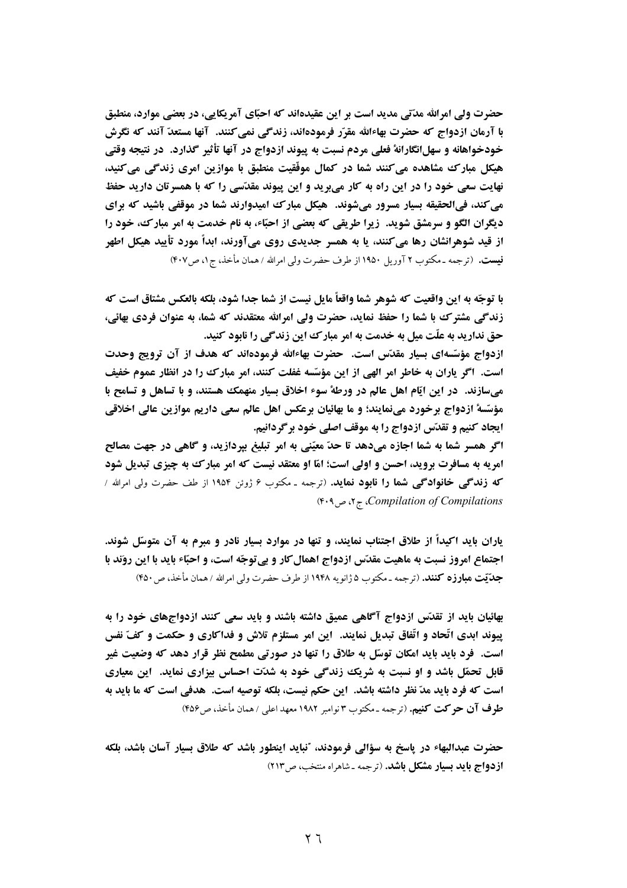**حضرت ولی امرالله مدّتی مدید است بر این عقیده‌اند که احبّای آمریکایی، در بعضی موارد، منطبق با آرمان ازدواج که حضرت بهاءالله مقرّر فرموده‌اند، زندگی نمی‌کنند. آنها مستعدّ آنند که نگرش خودخواهانه و سهل‌انگارانهٔ فعلی مردم نسبت به پیوند ازدواج در آنها تأثیر گذارد. در نتیجه وقتی هیکل مبارک مشاهده می‌کنند شما در کمال موفّقیت منطبق با موازین امری زندگی می‌کنید، نهایت سعی خود را در این راه به کار می‌برید و این پیوند مقدّسی را که با همسرتان دارید حفظ می‌کند، فی‌الحقیقه بسیار مسرور می‌شوند. هیکل مبارک امیدوارند شما در موقفی باشید که برای دیگران الگو و سرمشق شوید. زیرا طریقی که بعضی از احبّاء، به نام خدمت به امر مبارک، خود را از قید شوهرانشان رها می‌کنند، یا به همسر جدیدی روی می‌آورند، ابداً مورد تأیید هیکل اطهر نیست.** (ترجمه ـ مکتوب ۲ آوریل ۱۹۵۰ از طرف حضرت ولی امرالله / همان مأخذ، ج۱، ص۴۰۷)

**با توجّه به این واقعیت که شوهر شما واقعاً مایل نیست از شما جدا شود، بلکه بالعکس مشتاق است که زندگی مشترک با شما را حفظ نماید، حضرت ولی امرالله معتقدند که شما، به عنوان فردی بهائی، حق ندارید به علّت میل به خدمت به امر مبارک این زندگی را نابود کنید.**

**ازدواج مؤسّسه‌ای بسیار مقدّس است. حضرت بهاءالله فرموده‌اند که هدف از آن ترویج وحدت است. اگر یاران به خاطر امر الهی از این مؤسّسه غفلت کنند، امر مبارک را در انظار عموم خفیف می‌سازند. در این ایّام اهل عالم در ورطهٔ سوء اخلاق بسیار منهمک هستند، و با تساهل و تسامح با مؤسّسهٔ ازدواج برخورد می‌نمایند؛ و ما بهائیان برعکس اهل عالم سعی داریم موازین عالی اخلاقی ایجاد کنیم و تقدّس ازدواج را به موقف اصلی خود برگردانیم.**

**اگر همسر شما به شما اجازه می‌دهد تا حدّ معیّنی به امر تبلیغ بپردازید، و گاهی در جهت مصالح امریه به مسافرت بروید، احسن و اولی است؛ امّا او معتقد نیست که امر مبارک به چیزی تبدیل شود که زندگی خانوادگی شما را نابود نماید.** (ترجمه ـ مکتوب ۶ ژوئن ۱۹۵۴ از طف حضرت ولی امرالله / *Compilation of Compilations*، ج۲، ص۴۰۹)

**یاران باید اکیداً از طلاق اجتناب نمایند، و تنها در موارد بسیار نادر و مبرم به آن متوسّل شوند. اجتماع امروز نسبت به ماهیت مقدّس ازدواج اهمال‌کار و بی‌توجّه است، و احبّاء باید با این روند با جدّیّت مبارزه کنند.** (ترجمه ـ مکتوب ۵ ژانویه ۱۹۴۸ از طرف حضرت ولی امرالله / همان مأخذ، ص۴۵۰)

**بهائیان باید از تقدّس ازدواج آگاهی عمیق داشته باشند و باید سعی کنند ازدواجهای خود را به پیوند ابدی اتّحاد و اتّفاق تبدیل نمایند. این امر مستلزم تلاش و فداکاری و حکمت و کفّ نفس است. فرد باید باید امکان توسّل به طلاق را تنها در صورتی مطمح نظر قرار دهد که وضعیت غیر قابل تحمّل باشد و او نسبت به شریک زندگی خود به شدّت احساس بیزاری نماید. این معیاری است که فرد باید مدّ نظر داشته باشد. این حکم نیست، بلکه توصیه است. هدفی است که ما باید به طرف آن حرکت کنیم.** (ترجمه ـ مکتوب ۳ نوامبر ۱۹۸۲ معهد اعلی / همان مأخذ، ص۴۵۶)

**حضرت عبدالبهاء در پاسخ به سؤالی فرمودند، "نباید اینطور باشد که طلاق بسیار آسان باشد، بلکه ازدواج باید بسیار مشکل باشد.** (ترجمه ـ شاهراه منتخب، ص۲۱۳)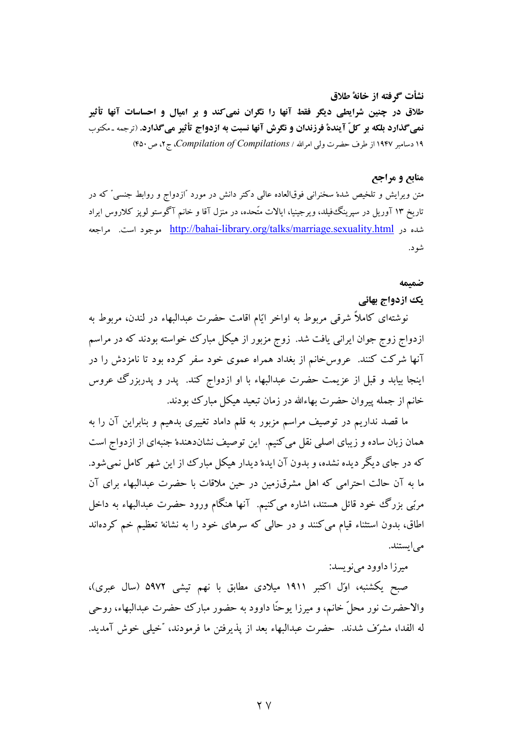**نشأت گرفته از خانهٔ طلاق**

**طلاق در چنین شرایطی دیگر فقط آنها را نگران نمی‌کند و بر امیال و احساسات آنها تأثیر نمی‌گذارد بلکه بر کلّ آیندهٔ فرزندان و نگرش آنها نسبت به ازدواج تأثیر می‌گذارد.** (ترجمه ـ مکتوب ۱۹ دسامبر ۱۹۴۷ از طرف حضرت ولی امرالله / *Compilation of Compilations*، ج۲، ص ۴۵۰)

### منابع و مراجع

متن ویرایش و تلخیص شدهٔ سخنرانی فوق‌العاده عالی دکتر دانش در مورد "ازدواج و روابط جنسی" که در تاریخ ۱۳ آوریل در سپرینگ‌فیلد، ویرجینیا، ایالات متّحده، در منزل آقا و خانم آگوستو لوپز کلاروس ایراد شده در http://bahai-library.org/talks/marriage.sexuality.html موجود است. مراجعه شود.

### ضمیمه

**یک ازدواج بهائی**

نوشته‌ای کاملاً شرقی مربوط به اواخر ایّام اقامت حضرت عبدالبهاء در لندن، مربوط به ازدواج زوج جوان ایرانی یافت شد. زوج مزبور از هیکل مبارک خواسته بودند که در مراسم آنها شرکت کنند. عروس‌خانم از بغداد همراه عموی خود سفر کرده بود تا نامزدش را در اینجا بیابد و قبل از عزیمت حضرت عبدالبهاء با او ازدواج کند. پدر و پدربزرگ عروس خانم از جمله پیروان حضرت بهاءالله در زمان تبعید هیکل مبارک بودند.

ما قصد نداریم در توصیف مراسم مزبور به قلم داماد تغییری بدهیم و بنابراین آن را به همان زبان ساده و زیبای اصلی نقل می‌کنیم. این توصیف نشان‌دهندهٔ جنبه‌ای از ازدواج است که در جای دیگر دیده نشده، و بدون آن ایدهٔ دیدار هیکل مبارک از این شهر کامل نمی‌شود. ما به آن حالت احترامی که اهل مشرق‌زمین در حین ملاقات با حضرت عبدالبهاء برای آن مربّی بزرگ خود قائل هستند، اشاره می‌کنیم. آنها هنگام ورود حضرت عبدالبهاء به داخل اطاق، بدون استثناء قیام می‌کنند و در حالی که سرهای خود را به نشانهٔ تعظیم خم کرده‌اند می‌ایستند.

میرزا داوود می‌نویسد:

صبح یکشنبه، اوّل اکتبر ۱۹۱۱ میلادی مطابق با نهم تیشی ۵۹۷۲ (سال عبری)، والاحضرت نور محلّ خانم، و میرزا یوحنّا داوود به حضور مبارک حضرت عبدالبهاء، روحی له الفدا، مشرّف شدند. حضرت عبدالبهاء بعد از پذیرفتن ما فرمودند، "خیلی خوش آمدید.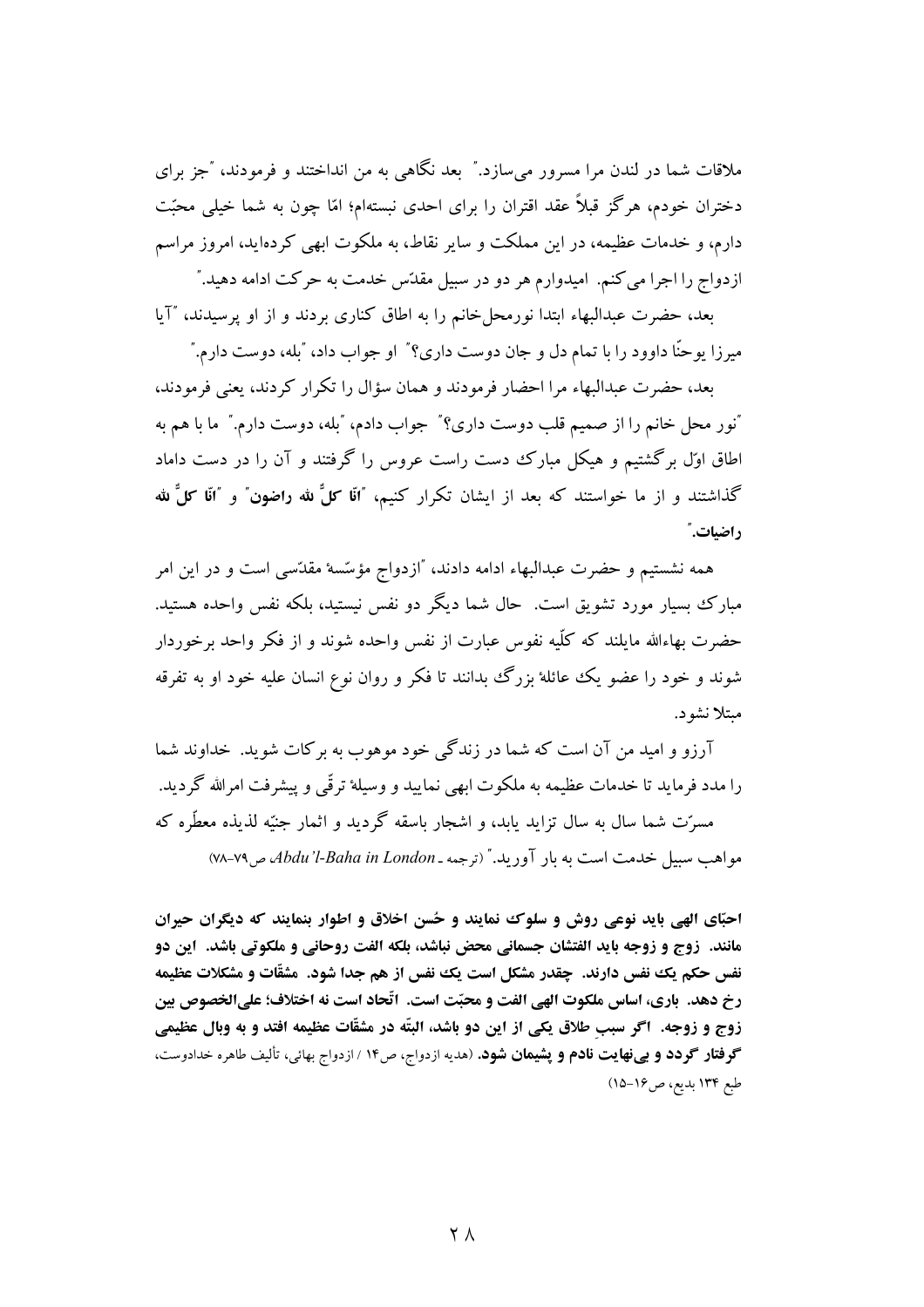ملاقات شما در لندن مرا مسرور می‌سازد." بعد نگاهی به من انداختند و فرمودند، "جز برای دختران خودم، هرگز قبلاً عقد اقتران را برای احدی نبسته‌ام؛ امّا چون به شما خیلی محبّت دارم، و خدمات عظیمه، در این مملکت و سایر نقاط، به ملکوت ابهی کرده‌اید، امروز مراسم ازدواج را اجرا می‌کنم. امیدوارم هر دو در سبیل مقدّس خدمت به حرکت ادامه دهید."

بعد، حضرت عبدالبهاء ابتدا نورمحل‌خانم را به اطاق کناری بردند و از او پرسیدند، "آیا میرزا یوحنّا داوود را با تمام دل و جان دوست داری؟" او جواب داد، "بله، دوست دارم."

بعد، حضرت عبدالبهاء مرا احضار فرمودند و همان سؤال را تکرار کردند، یعنی فرمودند، "نور محل خانم را از صمیم قلب دوست داری؟" جواب دادم، "بله، دوست دارم." ما با هم به اطاق اوّل برگشتیم و هیکل مبارک دست راست عروس را گرفتند و آن را در دست داماد گذاشتند و از ما خواستند که بعد از ایشان تکرار کنیم، "**انّا کلٌّ لله راضون**" و "**انّا کلٌّ لله راضیات.**"

همه نشستیم و حضرت عبدالبهاء ادامه دادند، "ازدواج مؤسّسهٔ مقدّسی است و در این امر مبارک بسیار مورد تشویق است. حال شما دیگر دو نفس نیستید، بلکه نفس واحده هستید. حضرت بهاءالله مایلند که کلّیه نفوس عبارت از نفس واحده شوند و از فکر واحد برخوردار شوند و خود را عضو یک عائلهٔ بزرگ بدانند تا فکر و روان نوع انسان علیه خود او به تفرقه مبتلا نشود.

آرزو و امید من آن است که شما در زندگی خود موهوب به برکات شوید. خداوند شما را مدد فرماید تا خدمات عظیمه به ملکوت ابهی نمایید و وسیلهٔ ترقّی و پیشرفت امرالله گردید.

مسرّت شما سال به سال تزاید یابد، و اشجار باسقه گردید و اثمار جنیّه لذیذه معطّره که مواهب سبیل خدمت است به بار آورید." (ترجمه ـ *Abdu'l-Baha in London* ص۷۹-۷۸)

**احبّای الهی باید نوعی روش و سلوک نمایند و حُسن اخلاق و اطوار بنمایند که دیگران حیران مانند. زوج و زوجه باید الفتشان جسمانی محض نباشد، بلکه الفت روحانی و ملکوتی باشد. این دو نفس حکم یک نفس دارند. چقدر مشکل است یک نفس از هم جدا شود. مشقّات و مشکلات عظیمه رخ دهد. باری، اساس ملکوت الهی الفت و محبّت است. اتّحاد است نه اختلاف؛ علی‌الخصوص بین زوج و زوجه. اگر سببِ طلاق یکی از این دو باشد، البتّه در مشقّات عظیمه افتد و به وبال عظیمی گرفتار گردد و بی‌نهایت نادم و پشیمان شود.** (هدیه ازدواج، ص۱۴ / ازدواج بهائی، تألیف طاهره خدادوست، طبع ۱۳۴ بدیع، ص۱۶-۱۵)